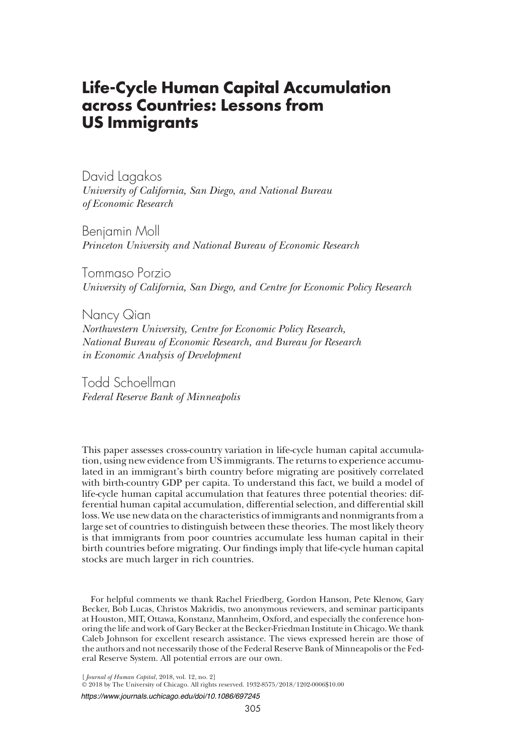# Life-Cycle Human Capital Accumulation across Countries: Lessons from US Immigrants

David Lagakos
*University of California, San Diego, and National Bureau of Economic Research*

Benjamin Moll
*Princeton University and National Bureau of Economic Research*

Tommaso Porzio
*University of California, San Diego, and Centre for Economic Policy Research*

Nancy Qian
*Northwestern University, Centre for Economic Policy Research, National Bureau of Economic Research, and Bureau for Research in Economic Analysis of Development*

Todd Schoellman
*Federal Reserve Bank of Minneapolis*

This paper assesses cross-country variation in life-cycle human capital accumulation, using new evidence from US immigrants. The returns to experience accumulated in an immigrant's birth country before migrating are positively correlated with birth-country GDP per capita. To understand this fact, we build a model of life-cycle human capital accumulation that features three potential theories: differential human capital accumulation, differential selection, and differential skill loss. We use new data on the characteristics of immigrants and nonmigrants from a large set of countries to distinguish between these theories. The most likely theory is that immigrants from poor countries accumulate less human capital in their birth countries before migrating. Our findings imply that life-cycle human capital stocks are much larger in rich countries.

For helpful comments we thank Rachel Friedberg, Gordon Hanson, Pete Klenow, Gary Becker, Bob Lucas, Christos Makridis, two anonymous reviewers, and seminar participants at Houston, MIT, Ottawa, Konstanz, Mannheim, Oxford, and especially the conference honoring the life and work of Gary Becker at the Becker-Friedman Institute in Chicago. We thank Caleb Johnson for excellent research assistance. The views expressed herein are those of the authors and not necessarily those of the Federal Reserve Bank of Minneapolis or the Federal Reserve System. All potential errors are our own.

[*Journal of Human Capital*, 2018, vol. 12, no. 2]
© 2018 by The University of Chicago. All rights reserved. 1932-8575/2018/1202-0006$10.00
https://www.journals.uchicago.edu/doi/10.1086/697245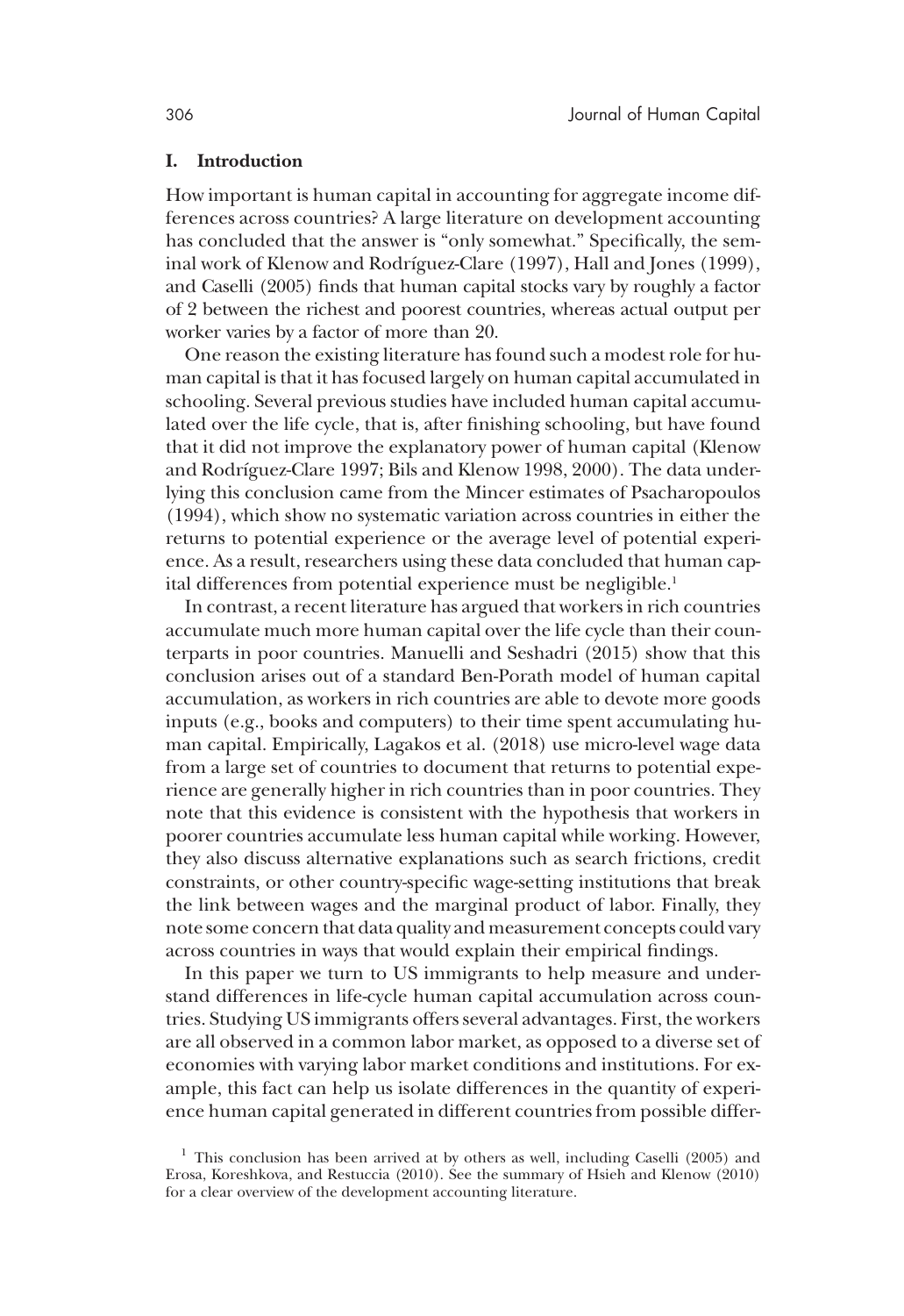## I. Introduction

How important is human capital in accounting for aggregate income differences across countries? A large literature on development accounting has concluded that the answer is "only somewhat." Specifically, the seminal work of Klenow and Rodríguez-Clare (1997), Hall and Jones (1999), and Caselli (2005) finds that human capital stocks vary by roughly a factor of 2 between the richest and poorest countries, whereas actual output per worker varies by a factor of more than 20.

One reason the existing literature has found such a modest role for human capital is that it has focused largely on human capital accumulated in schooling. Several previous studies have included human capital accumulated over the life cycle, that is, after finishing schooling, but have found that it did not improve the explanatory power of human capital (Klenow and Rodríguez-Clare 1997; Bils and Klenow 1998, 2000). The data underlying this conclusion came from the Mincer estimates of Psacharopoulos (1994), which show no systematic variation across countries in either the returns to potential experience or the average level of potential experience. As a result, researchers using these data concluded that human capital differences from potential experience must be negligible.[1]

In contrast, a recent literature has argued that workers in rich countries accumulate much more human capital over the life cycle than their counterparts in poor countries. Manuelli and Seshadri (2015) show that this conclusion arises out of a standard Ben-Porath model of human capital accumulation, as workers in rich countries are able to devote more goods inputs (e.g., books and computers) to their time spent accumulating human capital. Empirically, Lagakos et al. (2018) use micro-level wage data from a large set of countries to document that returns to potential experience are generally higher in rich countries than in poor countries. They note that this evidence is consistent with the hypothesis that workers in poorer countries accumulate less human capital while working. However, they also discuss alternative explanations such as search frictions, credit constraints, or other country-specific wage-setting institutions that break the link between wages and the marginal product of labor. Finally, they note some concern that data quality and measurement concepts could vary across countries in ways that would explain their empirical findings.

In this paper we turn to US immigrants to help measure and understand differences in life-cycle human capital accumulation across countries. Studying US immigrants offers several advantages. First, the workers are all observed in a common labor market, as opposed to a diverse set of economies with varying labor market conditions and institutions. For example, this fact can help us isolate differences in the quantity of experience human capital generated in different countries from possible differ-

[1] This conclusion has been arrived at by others as well, including Caselli (2005) and Erosa, Koreshkova, and Restuccia (2010). See the summary of Hsieh and Klenow (2010) for a clear overview of the development accounting literature.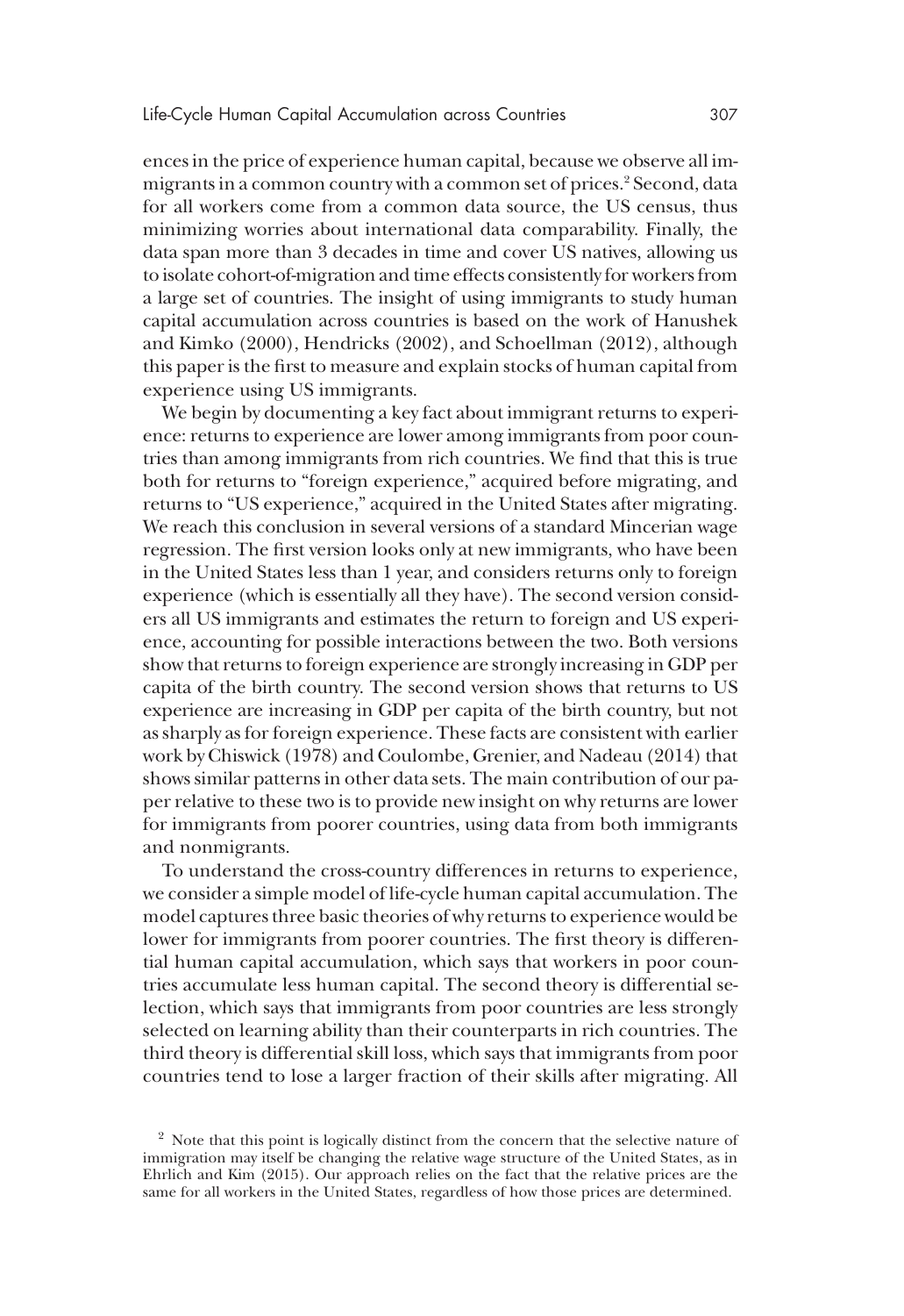ences in the price of experience human capital, because we observe all immigrants in a common country with a common set of prices.[2] Second, data for all workers come from a common data source, the US census, thus minimizing worries about international data comparability. Finally, the data span more than 3 decades in time and cover US natives, allowing us to isolate cohort-of-migration and time effects consistently for workers from a large set of countries. The insight of using immigrants to study human capital accumulation across countries is based on the work of Hanushek and Kimko (2000), Hendricks (2002), and Schoellman (2012), although this paper is the first to measure and explain stocks of human capital from experience using US immigrants.

We begin by documenting a key fact about immigrant returns to experience: returns to experience are lower among immigrants from poor countries than among immigrants from rich countries. We find that this is true both for returns to "foreign experience," acquired before migrating, and returns to "US experience," acquired in the United States after migrating. We reach this conclusion in several versions of a standard Mincerian wage regression. The first version looks only at new immigrants, who have been in the United States less than 1 year, and considers returns only to foreign experience (which is essentially all they have). The second version considers all US immigrants and estimates the return to foreign and US experience, accounting for possible interactions between the two. Both versions show that returns to foreign experience are strongly increasing in GDP per capita of the birth country. The second version shows that returns to US experience are increasing in GDP per capita of the birth country, but not as sharply as for foreign experience. These facts are consistent with earlier work by Chiswick (1978) and Coulombe, Grenier, and Nadeau (2014) that shows similar patterns in other data sets. The main contribution of our paper relative to these two is to provide new insight on why returns are lower for immigrants from poorer countries, using data from both immigrants and nonmigrants.

To understand the cross-country differences in returns to experience, we consider a simple model of life-cycle human capital accumulation. The model captures three basic theories of why returns to experience would be lower for immigrants from poorer countries. The first theory is differential human capital accumulation, which says that workers in poor countries accumulate less human capital. The second theory is differential selection, which says that immigrants from poor countries are less strongly selected on learning ability than their counterparts in rich countries. The third theory is differential skill loss, which says that immigrants from poor countries tend to lose a larger fraction of their skills after migrating. All

[2] Note that this point is logically distinct from the concern that the selective nature of immigration may itself be changing the relative wage structure of the United States, as in Ehrlich and Kim (2015). Our approach relies on the fact that the relative prices are the same for all workers in the United States, regardless of how those prices are determined.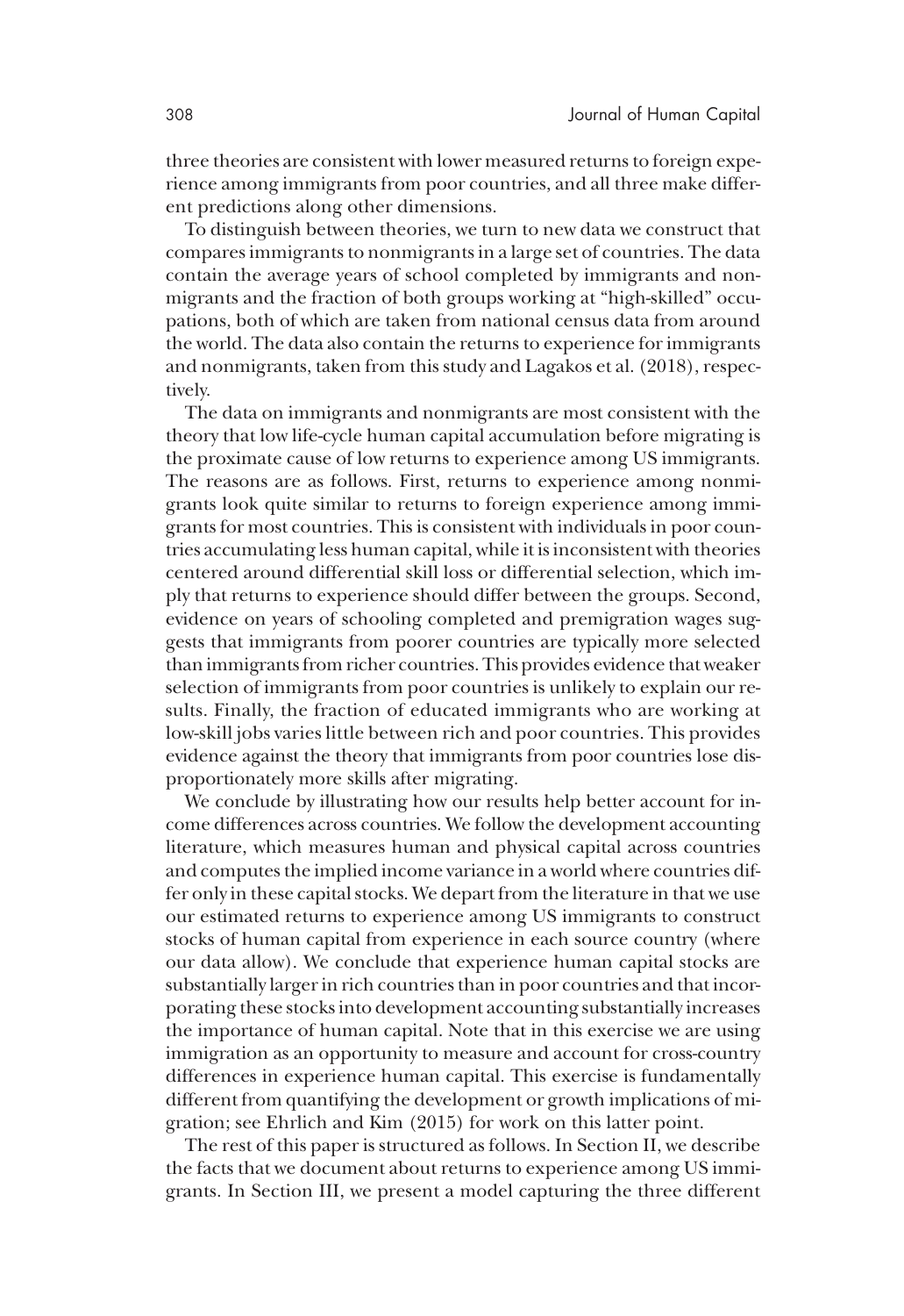three theories are consistent with lower measured returns to foreign experience among immigrants from poor countries, and all three make different predictions along other dimensions.

To distinguish between theories, we turn to new data we construct that compares immigrants to nonmigrants in a large set of countries. The data contain the average years of school completed by immigrants and nonmigrants and the fraction of both groups working at "high-skilled" occupations, both of which are taken from national census data from around the world. The data also contain the returns to experience for immigrants and nonmigrants, taken from this study and Lagakos et al. (2018), respectively.

The data on immigrants and nonmigrants are most consistent with the theory that low life-cycle human capital accumulation before migrating is the proximate cause of low returns to experience among US immigrants. The reasons are as follows. First, returns to experience among nonmigrants look quite similar to returns to foreign experience among immigrants for most countries. This is consistent with individuals in poor countries accumulating less human capital, while it is inconsistent with theories centered around differential skill loss or differential selection, which imply that returns to experience should differ between the groups. Second, evidence on years of schooling completed and premigration wages suggests that immigrants from poorer countries are typically more selected than immigrants from richer countries. This provides evidence that weaker selection of immigrants from poor countries is unlikely to explain our results. Finally, the fraction of educated immigrants who are working at low-skill jobs varies little between rich and poor countries. This provides evidence against the theory that immigrants from poor countries lose disproportionately more skills after migrating.

We conclude by illustrating how our results help better account for income differences across countries. We follow the development accounting literature, which measures human and physical capital across countries and computes the implied income variance in a world where countries differ only in these capital stocks. We depart from the literature in that we use our estimated returns to experience among US immigrants to construct stocks of human capital from experience in each source country (where our data allow). We conclude that experience human capital stocks are substantially larger in rich countries than in poor countries and that incorporating these stocks into development accounting substantially increases the importance of human capital. Note that in this exercise we are using immigration as an opportunity to measure and account for cross-country differences in experience human capital. This exercise is fundamentally different from quantifying the development or growth implications of migration; see Ehrlich and Kim (2015) for work on this latter point.

The rest of this paper is structured as follows. In Section II, we describe the facts that we document about returns to experience among US immigrants. In Section III, we present a model capturing the three different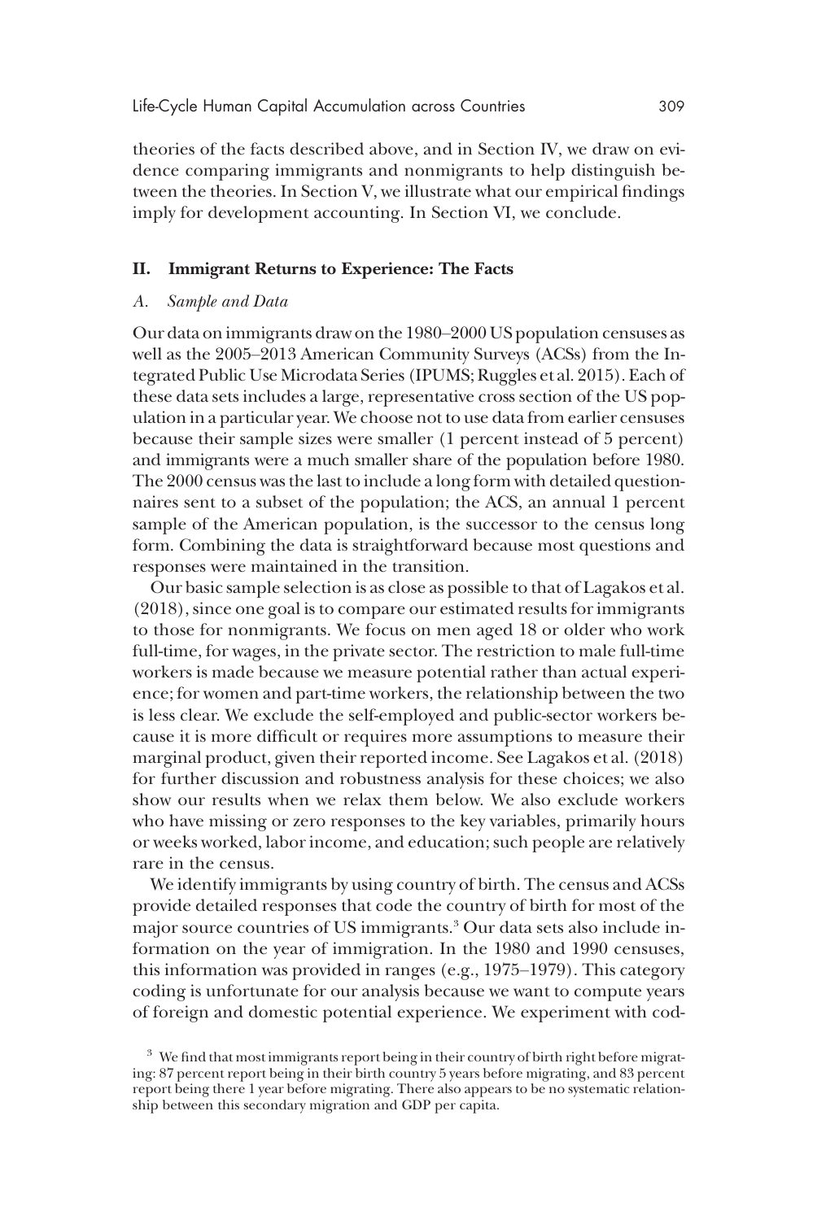theories of the facts described above, and in Section IV, we draw on evidence comparing immigrants and nonmigrants to help distinguish between the theories. In Section V, we illustrate what our empirical findings imply for development accounting. In Section VI, we conclude.

## II. Immigrant Returns to Experience: The Facts

### A. *Sample and Data*

Our data on immigrants draw on the 1980–2000 US population censuses as well as the 2005–2013 American Community Surveys (ACSs) from the Integrated Public Use Microdata Series (IPUMS; Ruggles et al. 2015). Each of these data sets includes a large, representative cross section of the US population in a particular year. We choose not to use data from earlier censuses because their sample sizes were smaller (1 percent instead of 5 percent) and immigrants were a much smaller share of the population before 1980. The 2000 census was the last to include a long form with detailed questionnaires sent to a subset of the population; the ACS, an annual 1 percent sample of the American population, is the successor to the census long form. Combining the data is straightforward because most questions and responses were maintained in the transition.

Our basic sample selection is as close as possible to that of Lagakos et al. (2018), since one goal is to compare our estimated results for immigrants to those for nonmigrants. We focus on men aged 18 or older who work full-time, for wages, in the private sector. The restriction to male full-time workers is made because we measure potential rather than actual experience; for women and part-time workers, the relationship between the two is less clear. We exclude the self-employed and public-sector workers because it is more difficult or requires more assumptions to measure their marginal product, given their reported income. See Lagakos et al. (2018) for further discussion and robustness analysis for these choices; we also show our results when we relax them below. We also exclude workers who have missing or zero responses to the key variables, primarily hours or weeks worked, labor income, and education; such people are relatively rare in the census.

We identify immigrants by using country of birth. The census and ACSs provide detailed responses that code the country of birth for most of the major source countries of US immigrants.[3] Our data sets also include information on the year of immigration. In the 1980 and 1990 censuses, this information was provided in ranges (e.g., 1975–1979). This category coding is unfortunate for our analysis because we want to compute years of foreign and domestic potential experience. We experiment with cod-

[3] We find that most immigrants report being in their country of birth right before migrating: 87 percent report being in their birth country 5 years before migrating, and 83 percent report being there 1 year before migrating. There also appears to be no systematic relationship between this secondary migration and GDP per capita.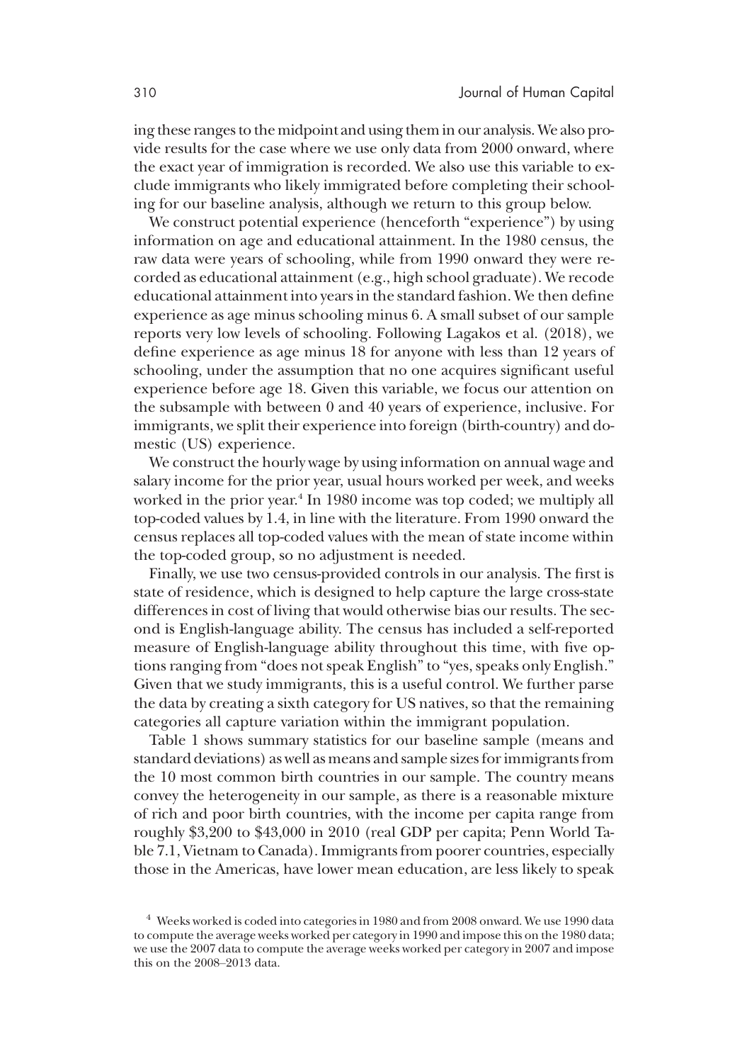ing these ranges to the midpoint and using them in our analysis. We also provide results for the case where we use only data from 2000 onward, where the exact year of immigration is recorded. We also use this variable to exclude immigrants who likely immigrated before completing their schooling for our baseline analysis, although we return to this group below.

We construct potential experience (henceforth "experience") by using information on age and educational attainment. In the 1980 census, the raw data were years of schooling, while from 1990 onward they were recorded as educational attainment (e.g., high school graduate). We recode educational attainment into years in the standard fashion. We then define experience as age minus schooling minus 6. A small subset of our sample reports very low levels of schooling. Following Lagakos et al. (2018), we define experience as age minus 18 for anyone with less than 12 years of schooling, under the assumption that no one acquires significant useful experience before age 18. Given this variable, we focus our attention on the subsample with between 0 and 40 years of experience, inclusive. For immigrants, we split their experience into foreign (birth-country) and domestic (US) experience.

We construct the hourly wage by using information on annual wage and salary income for the prior year, usual hours worked per week, and weeks worked in the prior year.[4] In 1980 income was top coded; we multiply all top-coded values by 1.4, in line with the literature. From 1990 onward the census replaces all top-coded values with the mean of state income within the top-coded group, so no adjustment is needed.

Finally, we use two census-provided controls in our analysis. The first is state of residence, which is designed to help capture the large cross-state differences in cost of living that would otherwise bias our results. The second is English-language ability. The census has included a self-reported measure of English-language ability throughout this time, with five options ranging from "does not speak English" to "yes, speaks only English." Given that we study immigrants, this is a useful control. We further parse the data by creating a sixth category for US natives, so that the remaining categories all capture variation within the immigrant population.

Table 1 shows summary statistics for our baseline sample (means and standard deviations) as well as means and sample sizes for immigrants from the 10 most common birth countries in our sample. The country means convey the heterogeneity in our sample, as there is a reasonable mixture of rich and poor birth countries, with the income per capita range from roughly \$3,200 to \$43,000 in 2010 (real GDP per capita; Penn World Table 7.1, Vietnam to Canada). Immigrants from poorer countries, especially those in the Americas, have lower mean education, are less likely to speak

[4] Weeks worked is coded into categories in 1980 and from 2008 onward. We use 1990 data to compute the average weeks worked per category in 1990 and impose this on the 1980 data; we use the 2007 data to compute the average weeks worked per category in 2007 and impose this on the 2008–2013 data.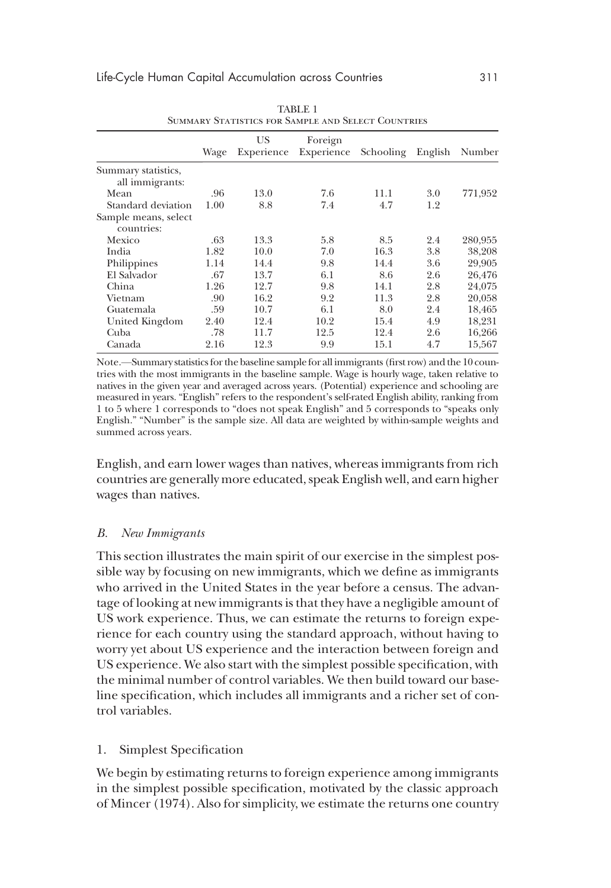TABLE 1

Summary Statistics for Sample and Select Countries

| | Wage | US Experience | Foreign Experience | Schooling | English | Number |
|---|---|---|---|---|---|---|
| Summary statistics, all immigrants: | | | | | | |
| Mean | .96 | 13.0 | 7.6 | 11.1 | 3.0 | 771,952 |
| Standard deviation | 1.00 | 8.8 | 7.4 | 4.7 | 1.2 | |
| Sample means, select countries: | | | | | | |
| Mexico | .63 | 13.3 | 5.8 | 8.5 | 2.4 | 280,955 |
| India | 1.82 | 10.0 | 7.0 | 16.3 | 3.8 | 38,208 |
| Philippines | 1.14 | 14.4 | 9.8 | 14.4 | 3.6 | 29,905 |
| El Salvador | .67 | 13.7 | 6.1 | 8.6 | 2.6 | 26,476 |
| China | 1.26 | 12.7 | 9.8 | 14.1 | 2.8 | 24,075 |
| Vietnam | .90 | 16.2 | 9.2 | 11.3 | 2.8 | 20,058 |
| Guatemala | .59 | 10.7 | 6.1 | 8.0 | 2.4 | 18,465 |
| United Kingdom | 2.40 | 12.4 | 10.2 | 15.4 | 4.9 | 18,231 |
| Cuba | .78 | 11.7 | 12.5 | 12.4 | 2.6 | 16,266 |
| Canada | 2.16 | 12.3 | 9.9 | 15.1 | 4.7 | 15,567 |

Note.—Summary statistics for the baseline sample for all immigrants (first row) and the 10 countries with the most immigrants in the baseline sample. Wage is hourly wage, taken relative to natives in the given year and averaged across years. (Potential) experience and schooling are measured in years. "English" refers to the respondent's self-rated English ability, ranking from 1 to 5 where 1 corresponds to "does not speak English" and 5 corresponds to "speaks only English." "Number" is the sample size. All data are weighted by within-sample weights and summed across years.

English, and earn lower wages than natives, whereas immigrants from rich countries are generally more educated, speak English well, and earn higher wages than natives.

### *B. New Immigrants*

This section illustrates the main spirit of our exercise in the simplest possible way by focusing on new immigrants, which we define as immigrants who arrived in the United States in the year before a census. The advantage of looking at new immigrants is that they have a negligible amount of US work experience. Thus, we can estimate the returns to foreign experience for each country using the standard approach, without having to worry yet about US experience and the interaction between foreign and US experience. We also start with the simplest possible specification, with the minimal number of control variables. We then build toward our baseline specification, which includes all immigrants and a richer set of control variables.

#### 1. Simplest Specification

We begin by estimating returns to foreign experience among immigrants in the simplest possible specification, motivated by the classic approach of Mincer (1974). Also for simplicity, we estimate the returns one country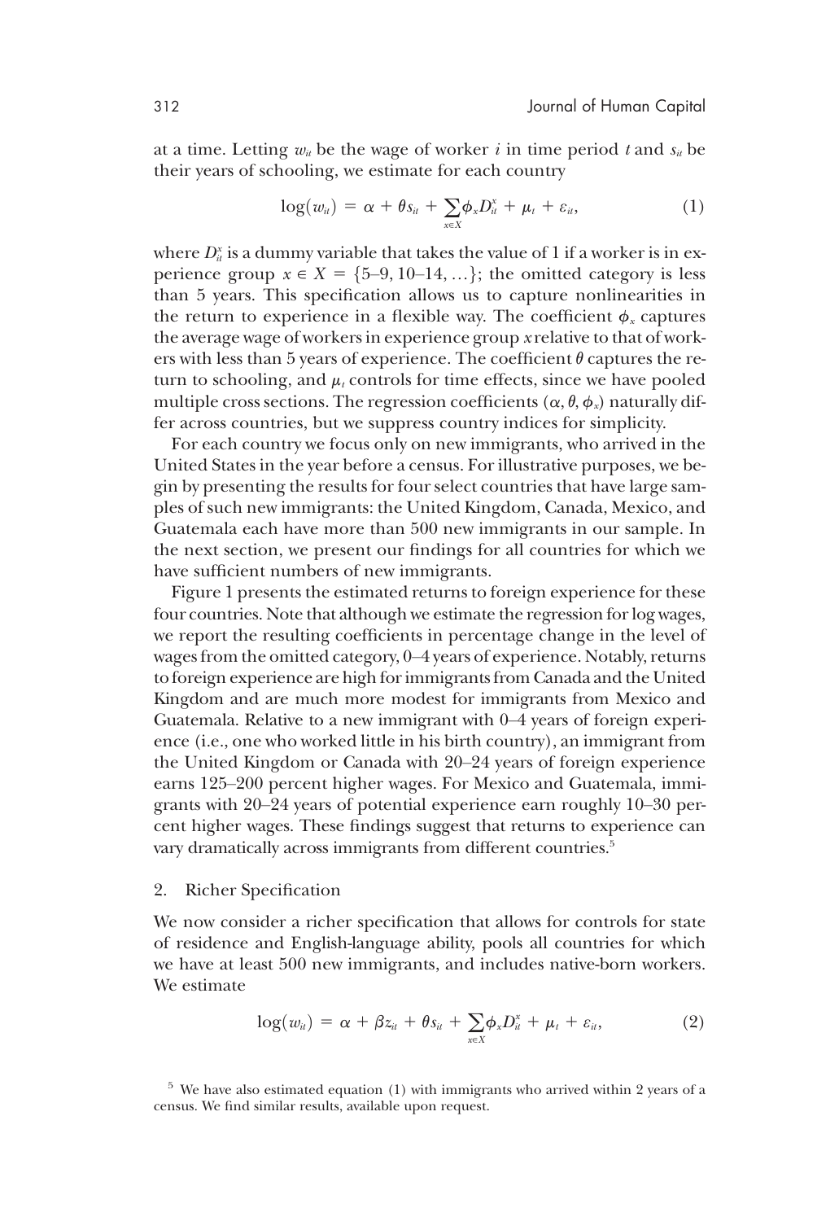at a time. Letting $w_{it}$ be the wage of worker $i$ in time period $t$ and $s_{it}$ be their years of schooling, we estimate for each country

$$\log(w_{it}) = \alpha + \theta s_{it} + \sum_{x \in X} \phi_x D_{it}^x + \mu_t + \varepsilon_{it}, \tag{1}$$

where $D_{it}^x$ is a dummy variable that takes the value of 1 if a worker is in experience group $x \in X = \{5\text{–}9, 10\text{–}14, \ldots\}$; the omitted category is less than 5 years. This specification allows us to capture nonlinearities in the return to experience in a flexible way. The coefficient $\phi_x$ captures the average wage of workers in experience group $x$ relative to that of workers with less than 5 years of experience. The coefficient $\theta$ captures the return to schooling, and $\mu_t$ controls for time effects, since we have pooled multiple cross sections. The regression coefficients $(\alpha, \theta, \phi_x)$ naturally differ across countries, but we suppress country indices for simplicity.

For each country we focus only on new immigrants, who arrived in the United States in the year before a census. For illustrative purposes, we begin by presenting the results for four select countries that have large samples of such new immigrants: the United Kingdom, Canada, Mexico, and Guatemala each have more than 500 new immigrants in our sample. In the next section, we present our findings for all countries for which we have sufficient numbers of new immigrants.

Figure 1 presents the estimated returns to foreign experience for these four countries. Note that although we estimate the regression for log wages, we report the resulting coefficients in percentage change in the level of wages from the omitted category, 0–4 years of experience. Notably, returns to foreign experience are high for immigrants from Canada and the United Kingdom and are much more modest for immigrants from Mexico and Guatemala. Relative to a new immigrant with 0–4 years of foreign experience (i.e., one who worked little in his birth country), an immigrant from the United Kingdom or Canada with 20–24 years of foreign experience earns 125–200 percent higher wages. For Mexico and Guatemala, immigrants with 20–24 years of potential experience earn roughly 10–30 percent higher wages. These findings suggest that returns to experience can vary dramatically across immigrants from different countries.[5]

## 2. Richer Specification

We now consider a richer specification that allows for controls for state of residence and English-language ability, pools all countries for which we have at least 500 new immigrants, and includes native-born workers. We estimate

$$\log(w_{it}) = \alpha + \beta z_{it} + \theta s_{it} + \sum_{x \in X} \phi_x D_{it}^x + \mu_t + \varepsilon_{it}, \tag{2}$$

[5] We have also estimated equation (1) with immigrants who arrived within 2 years of a census. We find similar results, available upon request.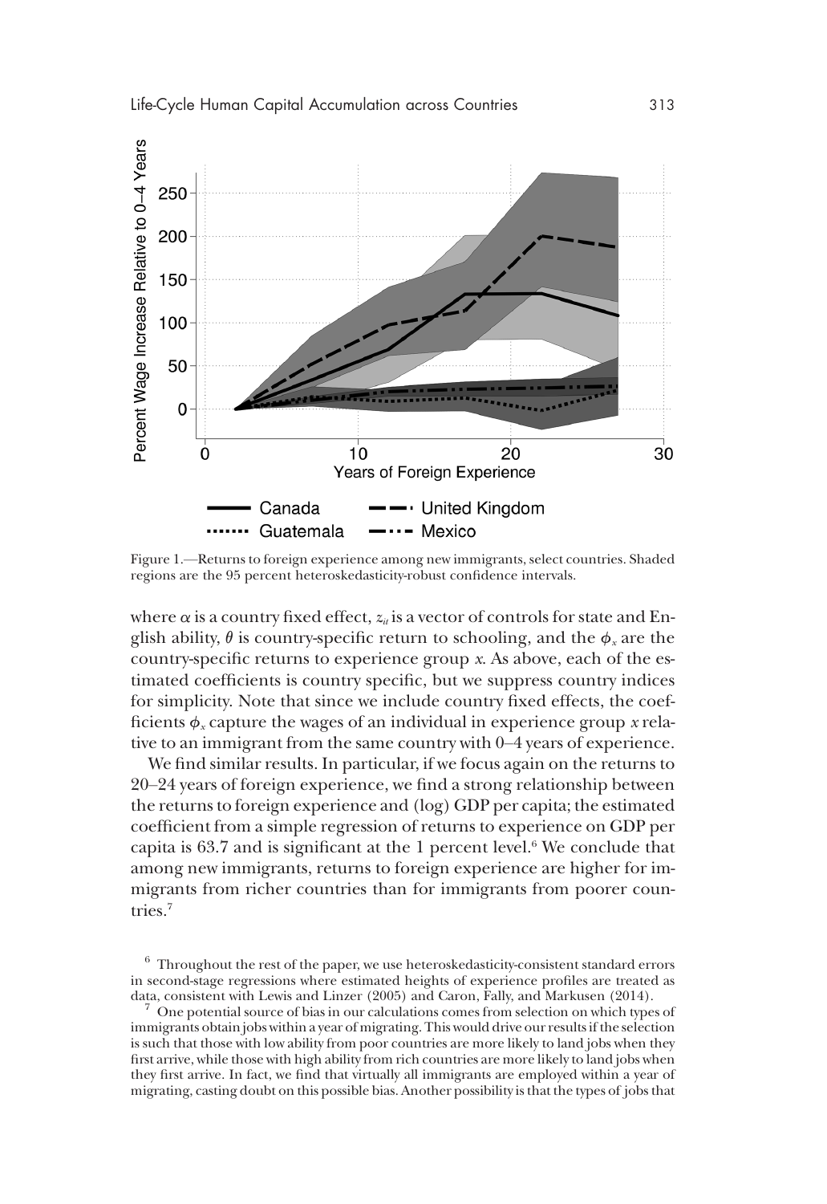Figure 1.—Returns to foreign experience among new immigrants, select countries. Shaded regions are the 95 percent heteroskedasticity-robust confidence intervals.

where $\alpha$ is a country fixed effect, $z_{it}$ is a vector of controls for state and English ability, $\theta$ is country-specific return to schooling, and the $\phi_x$ are the country-specific returns to experience group $x$. As above, each of the estimated coefficients is country specific, but we suppress country indices for simplicity. Note that since we include country fixed effects, the coefficients $\phi_x$ capture the wages of an individual in experience group $x$ relative to an immigrant from the same country with 0–4 years of experience.

We find similar results. In particular, if we focus again on the returns to 20–24 years of foreign experience, we find a strong relationship between the returns to foreign experience and (log) GDP per capita; the estimated coefficient from a simple regression of returns to experience on GDP per capita is 63.7 and is significant at the 1 percent level.[6] We conclude that among new immigrants, returns to foreign experience are higher for immigrants from richer countries than for immigrants from poorer countries.[7]

[6] Throughout the rest of the paper, we use heteroskedasticity-consistent standard errors in second-stage regressions where estimated heights of experience profiles are treated as data, consistent with Lewis and Linzer (2005) and Caron, Fally, and Markusen (2014).

[7] One potential source of bias in our calculations comes from selection on which types of immigrants obtain jobs within a year of migrating. This would drive our results if the selection is such that those with low ability from poor countries are more likely to land jobs when they first arrive, while those with high ability from rich countries are more likely to land jobs when they first arrive. In fact, we find that virtually all immigrants are employed within a year of migrating, casting doubt on this possible bias. Another possibility is that the types of jobs that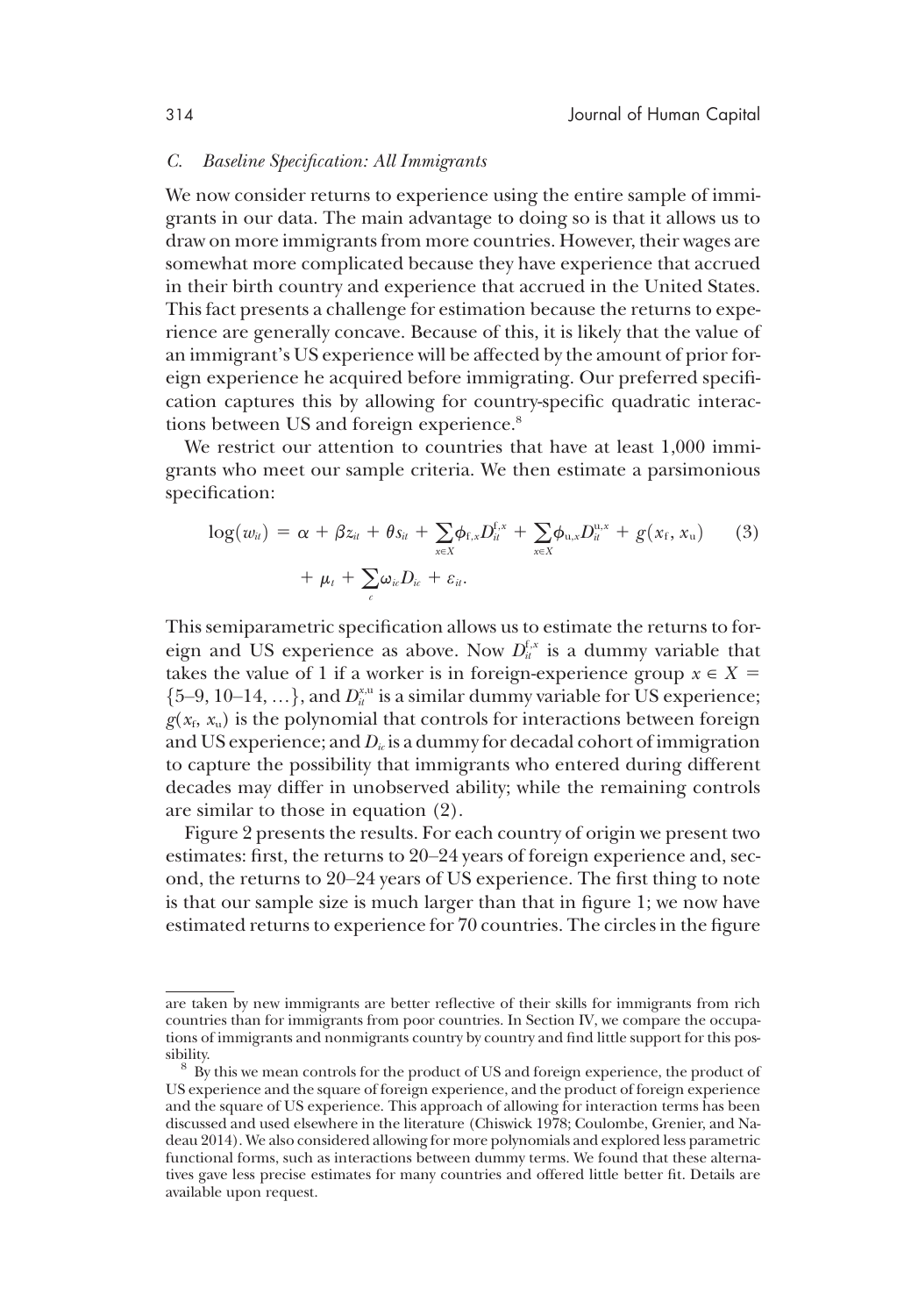### *C. Baseline Specification: All Immigrants*

We now consider returns to experience using the entire sample of immigrants in our data. The main advantage to doing so is that it allows us to draw on more immigrants from more countries. However, their wages are somewhat more complicated because they have experience that accrued in their birth country and experience that accrued in the United States. This fact presents a challenge for estimation because the returns to experience are generally concave. Because of this, it is likely that the value of an immigrant's US experience will be affected by the amount of prior foreign experience he acquired before immigrating. Our preferred specification captures this by allowing for country-specific quadratic interactions between US and foreign experience.[8]

We restrict our attention to countries that have at least 1,000 immigrants who meet our sample criteria. We then estimate a parsimonious specification:

$$\log(w_{it}) = \alpha + \beta z_{it} + \theta s_{it} + \sum_{x \in X} \phi_{\mathrm{f},x} D_{it}^{\mathrm{f},x} + \sum_{x \in X} \phi_{\mathrm{u},x} D_{it}^{\mathrm{u},x} + g(x_{\mathrm{f}}, x_{\mathrm{u}}) + \mu_t + \sum_{c} \omega_{ic} D_{ic} + \varepsilon_{it}. \tag{3}$$

This semiparametric specification allows us to estimate the returns to foreign and US experience as above. Now $D_{it}^{\mathrm{f},x}$ is a dummy variable that takes the value of 1 if a worker is in foreign-experience group $x \in X = \{5\text{–}9, 10\text{–}14, \dots\}$, and $D_{it}^{x,\mathrm{u}}$ is a similar dummy variable for US experience; $g(x_{\mathrm{f}}, x_{\mathrm{u}})$ is the polynomial that controls for interactions between foreign and US experience; and $D_{ic}$ is a dummy for decadal cohort of immigration to capture the possibility that immigrants who entered during different decades may differ in unobserved ability; while the remaining controls are similar to those in equation (2).

Figure 2 presents the results. For each country of origin we present two estimates: first, the returns to 20–24 years of foreign experience and, second, the returns to 20–24 years of US experience. The first thing to note is that our sample size is much larger than that in figure 1; we now have estimated returns to experience for 70 countries. The circles in the figure

---

are taken by new immigrants are better reflective of their skills for immigrants from rich countries than for immigrants from poor countries. In Section IV, we compare the occupations of immigrants and nonmigrants country by country and find little support for this possibility.

[8] By this we mean controls for the product of US and foreign experience, the product of US experience and the square of foreign experience, and the product of foreign experience and the square of US experience. This approach of allowing for interaction terms has been discussed and used elsewhere in the literature (Chiswick 1978; Coulombe, Grenier, and Nadeau 2014). We also considered allowing for more polynomials and explored less parametric functional forms, such as interactions between dummy terms. We found that these alternatives gave less precise estimates for many countries and offered little better fit. Details are available upon request.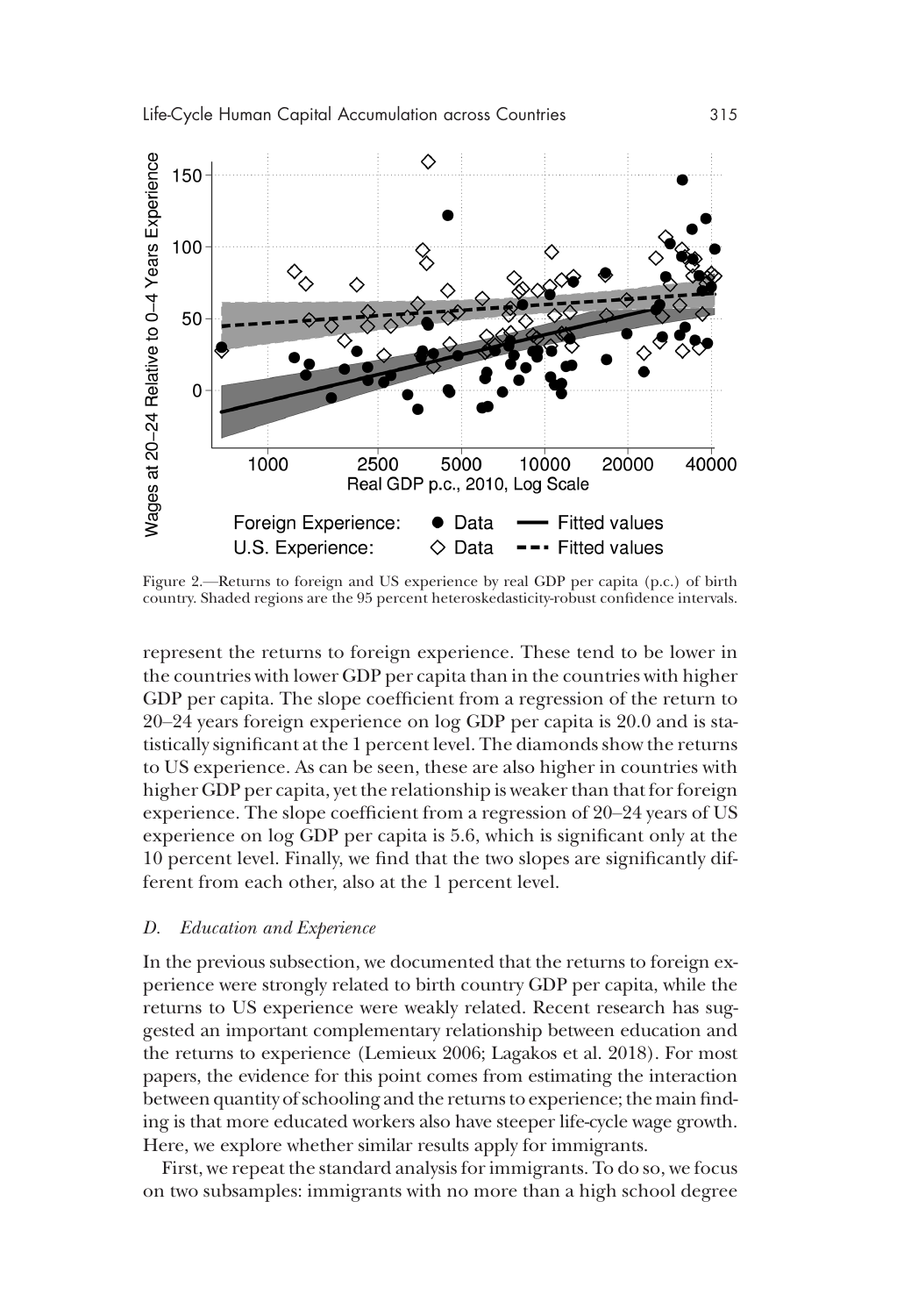Figure 2.—Returns to foreign and US experience by real GDP per capita (p.c.) of birth country. Shaded regions are the 95 percent heteroskedasticity-robust confidence intervals.

represent the returns to foreign experience. These tend to be lower in the countries with lower GDP per capita than in the countries with higher GDP per capita. The slope coefficient from a regression of the return to 20–24 years foreign experience on log GDP per capita is 20.0 and is statistically significant at the 1 percent level. The diamonds show the returns to US experience. As can be seen, these are also higher in countries with higher GDP per capita, yet the relationship is weaker than that for foreign experience. The slope coefficient from a regression of 20–24 years of US experience on log GDP per capita is 5.6, which is significant only at the 10 percent level. Finally, we find that the two slopes are significantly different from each other, also at the 1 percent level.

### *D. Education and Experience*

In the previous subsection, we documented that the returns to foreign experience were strongly related to birth country GDP per capita, while the returns to US experience were weakly related. Recent research has suggested an important complementary relationship between education and the returns to experience (Lemieux 2006; Lagakos et al. 2018). For most papers, the evidence for this point comes from estimating the interaction between quantity of schooling and the returns to experience; the main finding is that more educated workers also have steeper life-cycle wage growth. Here, we explore whether similar results apply for immigrants.

First, we repeat the standard analysis for immigrants. To do so, we focus on two subsamples: immigrants with no more than a high school degree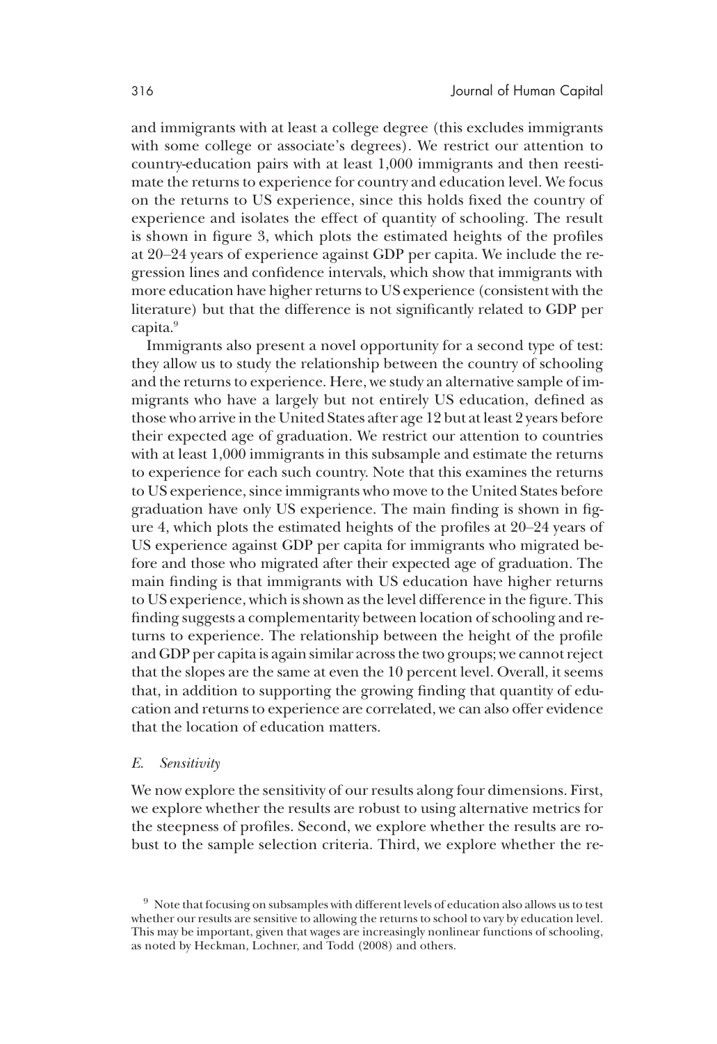and immigrants with at least a college degree (this excludes immigrants with some college or associate's degrees). We restrict our attention to country-education pairs with at least 1,000 immigrants and then reestimate the returns to experience for country and education level. We focus on the returns to US experience, since this holds fixed the country of experience and isolates the effect of quantity of schooling. The result is shown in figure 3, which plots the estimated heights of the profiles at 20–24 years of experience against GDP per capita. We include the regression lines and confidence intervals, which show that immigrants with more education have higher returns to US experience (consistent with the literature) but that the difference is not significantly related to GDP per capita.[9]

Immigrants also present a novel opportunity for a second type of test: they allow us to study the relationship between the country of schooling and the returns to experience. Here, we study an alternative sample of immigrants who have a largely but not entirely US education, defined as those who arrive in the United States after age 12 but at least 2 years before their expected age of graduation. We restrict our attention to countries with at least 1,000 immigrants in this subsample and estimate the returns to experience for each such country. Note that this examines the returns to US experience, since immigrants who move to the United States before graduation have only US experience. The main finding is shown in figure 4, which plots the estimated heights of the profiles at 20–24 years of US experience against GDP per capita for immigrants who migrated before and those who migrated after their expected age of graduation. The main finding is that immigrants with US education have higher returns to US experience, which is shown as the level difference in the figure. This finding suggests a complementarity between location of schooling and returns to experience. The relationship between the height of the profile and GDP per capita is again similar across the two groups; we cannot reject that the slopes are the same at even the 10 percent level. Overall, it seems that, in addition to supporting the growing finding that quantity of education and returns to experience are correlated, we can also offer evidence that the location of education matters.

### *E. Sensitivity*

We now explore the sensitivity of our results along four dimensions. First, we explore whether the results are robust to using alternative metrics for the steepness of profiles. Second, we explore whether the results are robust to the sample selection criteria. Third, we explore whether the re-

[9] Note that focusing on subsamples with different levels of education also allows us to test whether our results are sensitive to allowing the returns to school to vary by education level. This may be important, given that wages are increasingly nonlinear functions of schooling, as noted by Heckman, Lochner, and Todd (2008) and others.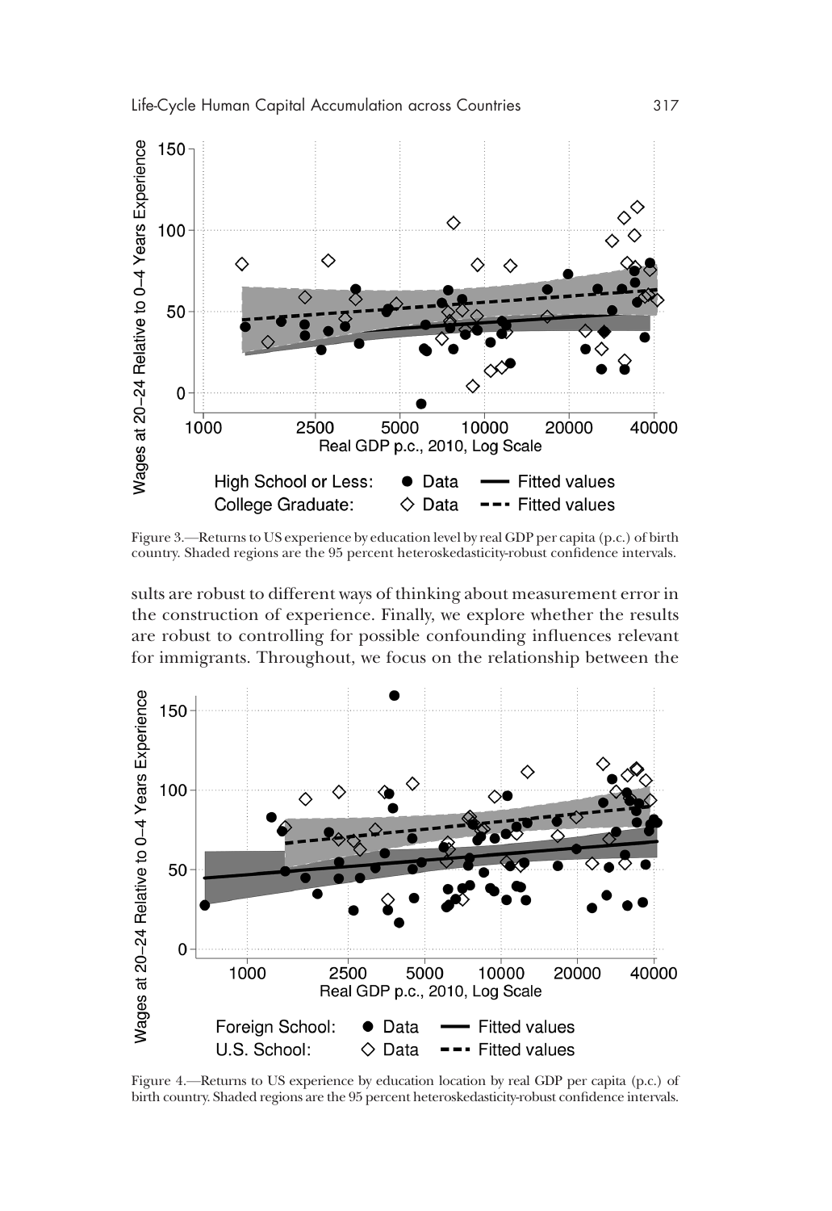Figure 3.—Returns to US experience by education level by real GDP per capita (p.c.) of birth country. Shaded regions are the 95 percent heteroskedasticity-robust confidence intervals.

sults are robust to different ways of thinking about measurement error in the construction of experience. Finally, we explore whether the results are robust to controlling for possible confounding influences relevant for immigrants. Throughout, we focus on the relationship between the

Figure 4.—Returns to US experience by education location by real GDP per capita (p.c.) of birth country. Shaded regions are the 95 percent heteroskedasticity-robust confidence intervals.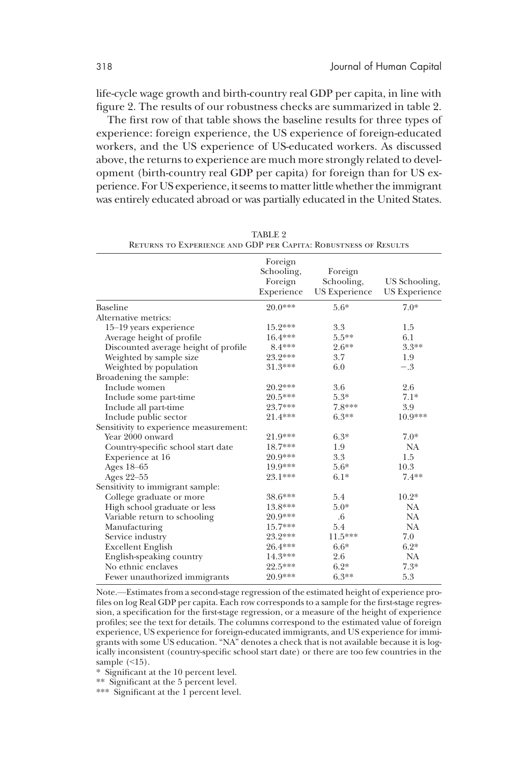life-cycle wage growth and birth-country real GDP per capita, in line with figure 2. The results of our robustness checks are summarized in table 2.

The first row of that table shows the baseline results for three types of experience: foreign experience, the US experience of foreign-educated workers, and the US experience of US-educated workers. As discussed above, the returns to experience are much more strongly related to development (birth-country real GDP per capita) for foreign than for US experience. For US experience, it seems to matter little whether the immigrant was entirely educated abroad or was partially educated in the United States.

TABLE 2
Returns to Experience and GDP per Capita: Robustness of Results

| | Foreign Schooling, Foreign Experience | Foreign Schooling, US Experience | US Schooling, US Experience |
|---|---|---|---|
| Baseline | 20.0*** | 5.6* | 7.0* |
| Alternative metrics: | | | |
| 15–19 years experience | 15.2*** | 3.3 | 1.5 |
| Average height of profile | 16.4*** | 5.5** | 6.1 |
| Discounted average height of profile | 8.4*** | 2.6** | 3.3** |
| Weighted by sample size | 23.2*** | 3.7 | 1.9 |
| Weighted by population | 31.3*** | 6.0 | −.3 |
| Broadening the sample: | | | |
| Include women | 20.2*** | 3.6 | 2.6 |
| Include some part-time | 20.5*** | 5.3* | 7.1* |
| Include all part-time | 23.7*** | 7.8*** | 3.9 |
| Include public sector | 21.4*** | 6.3** | 10.9*** |
| Sensitivity to experience measurement: | | | |
| Year 2000 onward | 21.9*** | 6.3* | 7.0* |
| Country-specific school start date | 18.7*** | 1.9 | NA |
| Experience at 16 | 20.9*** | 3.3 | 1.5 |
| Ages 18–65 | 19.9*** | 5.6* | 10.3 |
| Ages 22–55 | 23.1*** | 6.1* | 7.4** |
| Sensitivity to immigrant sample: | | | |
| College graduate or more | 38.6*** | 5.4 | 10.2* |
| High school graduate or less | 13.8*** | 5.0* | NA |
| Variable return to schooling | 20.9*** | .6 | NA |
| Manufacturing | 15.7*** | 5.4 | NA |
| Service industry | 23.2*** | 11.5*** | 7.0 |
| Excellent English | 26.4*** | 6.6* | 6.2* |
| English-speaking country | 14.3*** | 2.6 | NA |
| No ethnic enclaves | 22.5*** | 6.2* | 7.3* |
| Fewer unauthorized immigrants | 20.9*** | 6.3** | 5.3 |

Note.—Estimates from a second-stage regression of the estimated height of experience profiles on log Real GDP per capita. Each row corresponds to a sample for the first-stage regression, a specification for the first-stage regression, or a measure of the height of experience profiles; see the text for details. The columns correspond to the estimated value of foreign experience, US experience for foreign-educated immigrants, and US experience for immigrants with some US education. "NA" denotes a check that is not available because it is logically inconsistent (country-specific school start date) or there are too few countries in the sample (<15).

\* Significant at the 10 percent level.

\** Significant at the 5 percent level.

\*** Significant at the 1 percent level.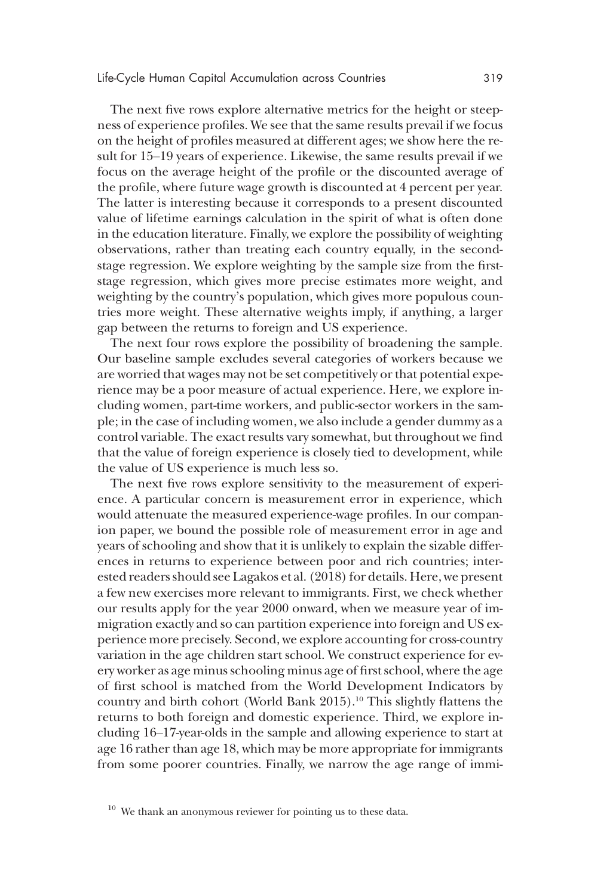The next five rows explore alternative metrics for the height or steepness of experience profiles. We see that the same results prevail if we focus on the height of profiles measured at different ages; we show here the result for 15–19 years of experience. Likewise, the same results prevail if we focus on the average height of the profile or the discounted average of the profile, where future wage growth is discounted at 4 percent per year. The latter is interesting because it corresponds to a present discounted value of lifetime earnings calculation in the spirit of what is often done in the education literature. Finally, we explore the possibility of weighting observations, rather than treating each country equally, in the second-stage regression. We explore weighting by the sample size from the first-stage regression, which gives more precise estimates more weight, and weighting by the country's population, which gives more populous countries more weight. These alternative weights imply, if anything, a larger gap between the returns to foreign and US experience.

The next four rows explore the possibility of broadening the sample. Our baseline sample excludes several categories of workers because we are worried that wages may not be set competitively or that potential experience may be a poor measure of actual experience. Here, we explore including women, part-time workers, and public-sector workers in the sample; in the case of including women, we also include a gender dummy as a control variable. The exact results vary somewhat, but throughout we find that the value of foreign experience is closely tied to development, while the value of US experience is much less so.

The next five rows explore sensitivity to the measurement of experience. A particular concern is measurement error in experience, which would attenuate the measured experience-wage profiles. In our companion paper, we bound the possible role of measurement error in age and years of schooling and show that it is unlikely to explain the sizable differences in returns to experience between poor and rich countries; interested readers should see Lagakos et al. (2018) for details. Here, we present a few new exercises more relevant to immigrants. First, we check whether our results apply for the year 2000 onward, when we measure year of immigration exactly and so can partition experience into foreign and US experience more precisely. Second, we explore accounting for cross-country variation in the age children start school. We construct experience for every worker as age minus schooling minus age of first school, where the age of first school is matched from the World Development Indicators by country and birth cohort (World Bank 2015).[10] This slightly flattens the returns to both foreign and domestic experience. Third, we explore including 16–17-year-olds in the sample and allowing experience to start at age 16 rather than age 18, which may be more appropriate for immigrants from some poorer countries. Finally, we narrow the age range of immi-

[10] We thank an anonymous reviewer for pointing us to these data.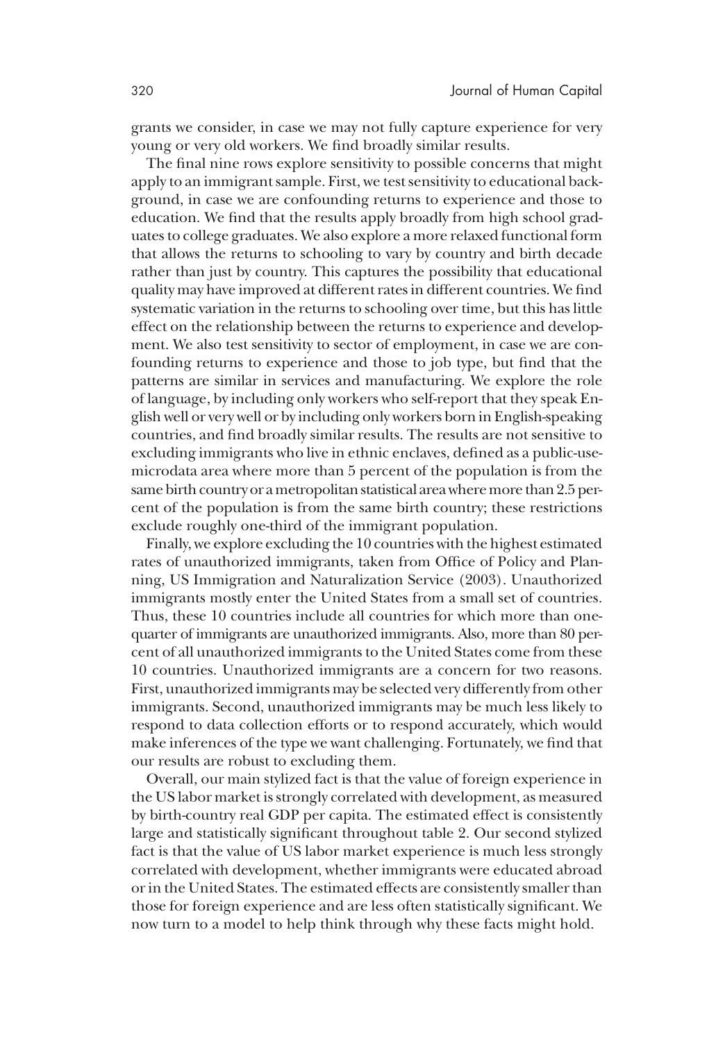grants we consider, in case we may not fully capture experience for very young or very old workers. We find broadly similar results.

The final nine rows explore sensitivity to possible concerns that might apply to an immigrant sample. First, we test sensitivity to educational background, in case we are confounding returns to experience and those to education. We find that the results apply broadly from high school graduates to college graduates. We also explore a more relaxed functional form that allows the returns to schooling to vary by country and birth decade rather than just by country. This captures the possibility that educational quality may have improved at different rates in different countries. We find systematic variation in the returns to schooling over time, but this has little effect on the relationship between the returns to experience and development. We also test sensitivity to sector of employment, in case we are confounding returns to experience and those to job type, but find that the patterns are similar in services and manufacturing. We explore the role of language, by including only workers who self-report that they speak English well or very well or by including only workers born in English-speaking countries, and find broadly similar results. The results are not sensitive to excluding immigrants who live in ethnic enclaves, defined as a public-use-microdata area where more than 5 percent of the population is from the same birth country or a metropolitan statistical area where more than 2.5 percent of the population is from the same birth country; these restrictions exclude roughly one-third of the immigrant population.

Finally, we explore excluding the 10 countries with the highest estimated rates of unauthorized immigrants, taken from Office of Policy and Planning, US Immigration and Naturalization Service (2003). Unauthorized immigrants mostly enter the United States from a small set of countries. Thus, these 10 countries include all countries for which more than one-quarter of immigrants are unauthorized immigrants. Also, more than 80 percent of all unauthorized immigrants to the United States come from these 10 countries. Unauthorized immigrants are a concern for two reasons. First, unauthorized immigrants may be selected very differently from other immigrants. Second, unauthorized immigrants may be much less likely to respond to data collection efforts or to respond accurately, which would make inferences of the type we want challenging. Fortunately, we find that our results are robust to excluding them.

Overall, our main stylized fact is that the value of foreign experience in the US labor market is strongly correlated with development, as measured by birth-country real GDP per capita. The estimated effect is consistently large and statistically significant throughout table 2. Our second stylized fact is that the value of US labor market experience is much less strongly correlated with development, whether immigrants were educated abroad or in the United States. The estimated effects are consistently smaller than those for foreign experience and are less often statistically significant. We now turn to a model to help think through why these facts might hold.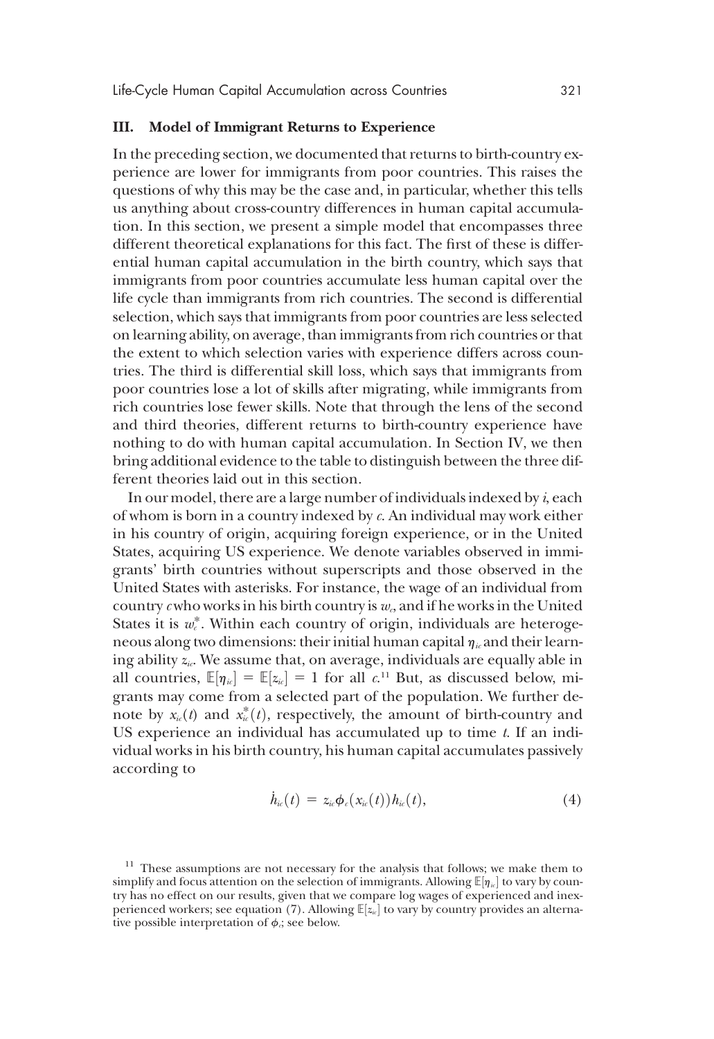### III. Model of Immigrant Returns to Experience

In the preceding section, we documented that returns to birth-country experience are lower for immigrants from poor countries. This raises the questions of why this may be the case and, in particular, whether this tells us anything about cross-country differences in human capital accumulation. In this section, we present a simple model that encompasses three different theoretical explanations for this fact. The first of these is differential human capital accumulation in the birth country, which says that immigrants from poor countries accumulate less human capital over the life cycle than immigrants from rich countries. The second is differential selection, which says that immigrants from poor countries are less selected on learning ability, on average, than immigrants from rich countries or that the extent to which selection varies with experience differs across countries. The third is differential skill loss, which says that immigrants from poor countries lose a lot of skills after migrating, while immigrants from rich countries lose fewer skills. Note that through the lens of the second and third theories, different returns to birth-country experience have nothing to do with human capital accumulation. In Section IV, we then bring additional evidence to the table to distinguish between the three different theories laid out in this section.

In our model, there are a large number of individuals indexed by $i$, each of whom is born in a country indexed by $c$. An individual may work either in his country of origin, acquiring foreign experience, or in the United States, acquiring US experience. We denote variables observed in immigrants' birth countries without superscripts and those observed in the United States with asterisks. For instance, the wage of an individual from country $c$ who works in his birth country is $w_c$, and if he works in the United States it is $w_c^*$. Within each country of origin, individuals are heterogeneous along two dimensions: their initial human capital $\eta_{ic}$ and their learning ability $z_{ic}$. We assume that, on average, individuals are equally able in all countries, $\mathbb{E}[\eta_{ic}] = \mathbb{E}[z_{ic}] = 1$ for all $c$.[11] But, as discussed below, migrants may come from a selected part of the population. We further denote by $x_{ic}(t)$ and $x_{ic}^*(t)$, respectively, the amount of birth-country and US experience an individual has accumulated up to time $t$. If an individual works in his birth country, his human capital accumulates passively according to

$$\dot{h}_{ic}(t) = z_{ic}\phi_c(x_{ic}(t))h_{ic}(t), \tag{4}$$

[11] These assumptions are not necessary for the analysis that follows; we make them to simplify and focus attention on the selection of immigrants. Allowing $\mathbb{E}[\eta_{ic}]$ to vary by country has no effect on our results, given that we compare log wages of experienced and inexperienced workers; see equation (7). Allowing $\mathbb{E}[z_{ic}]$ to vary by country provides an alternative possible interpretation of $\phi_c$; see below.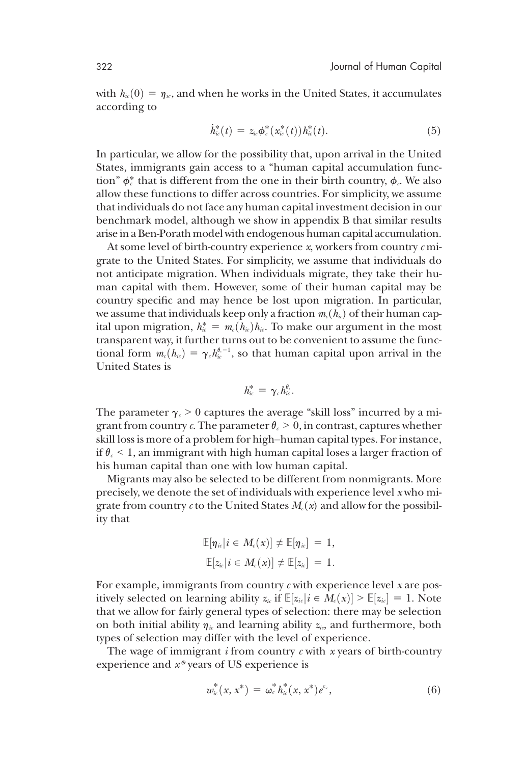with $h_{ic}(0) = \eta_{ic}$, and when he works in the United States, it accumulates according to

$$\dot{h}^*_{ic}(t) = z_{ic}\phi^*_c(x^*_{ic}(t))h^*_{ic}(t). \tag{5}$$

In particular, we allow for the possibility that, upon arrival in the United States, immigrants gain access to a "human capital accumulation function" $\phi^*_c$ that is different from the one in their birth country, $\phi_c$. We also allow these functions to differ across countries. For simplicity, we assume that individuals do not face any human capital investment decision in our benchmark model, although we show in appendix B that similar results arise in a Ben-Porath model with endogenous human capital accumulation.

At some level of birth-country experience $x$, workers from country $c$ migrate to the United States. For simplicity, we assume that individuals do not anticipate migration. When individuals migrate, they take their human capital with them. However, some of their human capital may be country specific and may hence be lost upon migration. In particular, we assume that individuals keep only a fraction $m_c(h_{ic})$ of their human capital upon migration, $h^*_{ic} = m_c(h_{ic})h_{ic}$. To make our argument in the most transparent way, it further turns out to be convenient to assume the functional form $m_c(h_{ic}) = \gamma_c h_{ic}^{\theta_c - 1}$, so that human capital upon arrival in the United States is

$$h^*_{ic} = \gamma_c h_{ic}^{\theta_c}.$$

The parameter $\gamma_c > 0$ captures the average "skill loss" incurred by a migrant from country $c$. The parameter $\theta_c > 0$, in contrast, captures whether skill loss is more of a problem for high–human capital types. For instance, if $\theta_c < 1$, an immigrant with high human capital loses a larger fraction of his human capital than one with low human capital.

Migrants may also be selected to be different from nonmigrants. More precisely, we denote the set of individuals with experience level $x$ who migrate from country $c$ to the United States $M_c(x)$ and allow for the possibility that

$$\mathbb{E}[\eta_{ic} | i \in M_c(x)] \neq \mathbb{E}[\eta_{ic}] = 1,$$
$$\mathbb{E}[z_{ic} | i \in M_c(x)] \neq \mathbb{E}[z_{ic}] = 1.$$

For example, immigrants from country $c$ with experience level $x$ are positively selected on learning ability $z_{ic}$ if $\mathbb{E}[z_{ic} | i \in M_c(x)] > \mathbb{E}[z_{ic}] = 1$. Note that we allow for fairly general types of selection: there may be selection on both initial ability $\eta_{ic}$ and learning ability $z_{ic}$, and furthermore, both types of selection may differ with the level of experience.

The wage of immigrant $i$ from country $c$ with $x$ years of birth-country experience and $x^*$ years of US experience is

$$w^*_{ic}(x, x^*) = \omega^*_c h^*_{ic}(x, x^*)e^{\varepsilon_{ic}}, \tag{6}$$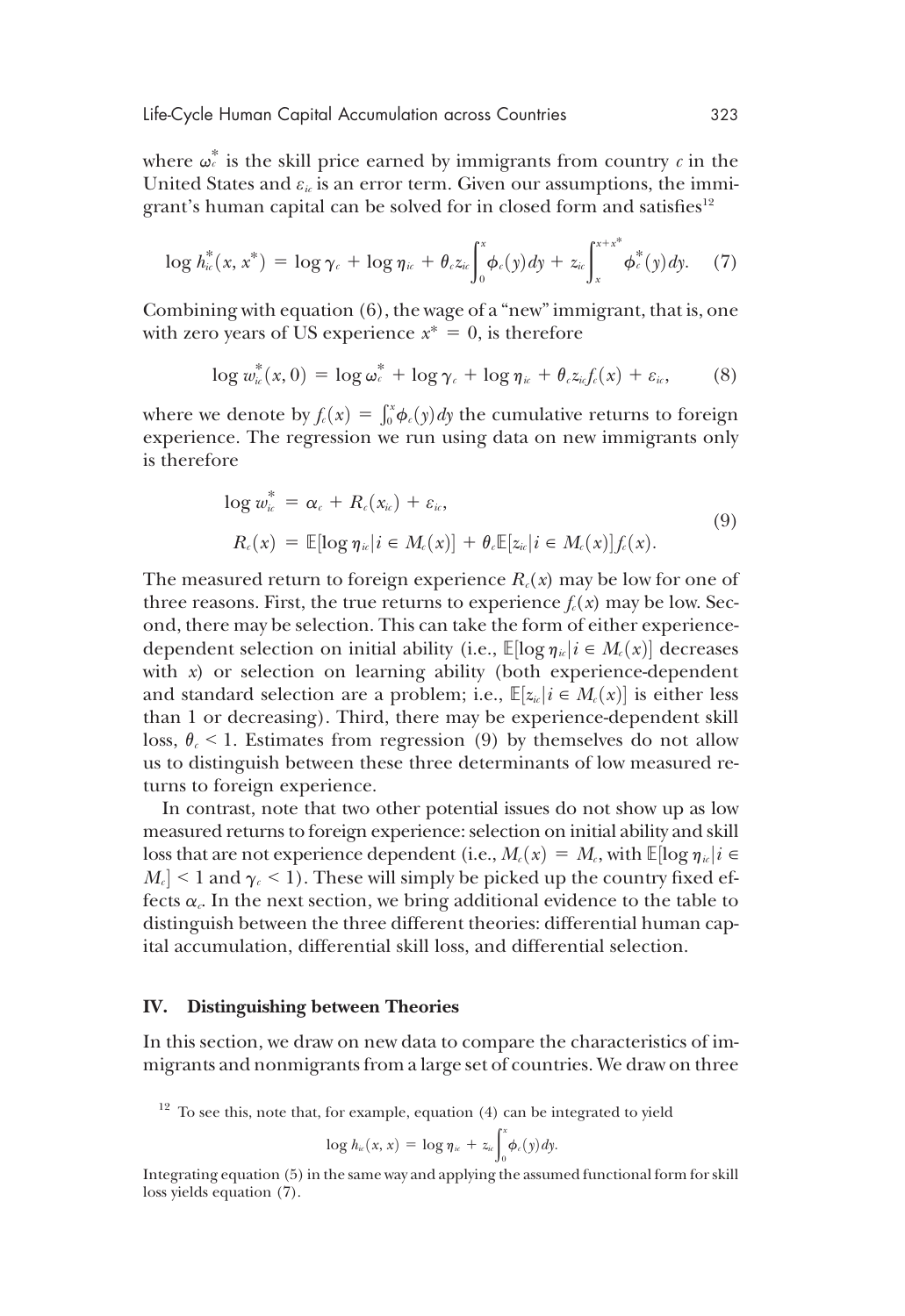where $\omega_c^*$ is the skill price earned by immigrants from country $c$ in the United States and $\varepsilon_{ic}$ is an error term. Given our assumptions, the immigrant's human capital can be solved for in closed form and satisfies[12]

$$\log h_{ic}^*(x, x^*) = \log \gamma_c + \log \eta_{ic} + \theta_c z_{ic} \int_0^x \phi_c(y) dy + z_{ic} \int_x^{x+x^*} \phi_c^*(y) dy. \quad (7)$$

Combining with equation (6), the wage of a "new" immigrant, that is, one with zero years of US experience $x^* = 0$, is therefore

$$\log w_{ic}^*(x, 0) = \log \omega_c^* + \log \gamma_c + \log \eta_{ic} + \theta_c z_{ic} f_c(x) + \varepsilon_{ic}, \quad (8)$$

where we denote by $f_c(x) = \int_0^x \phi_c(y) dy$ the cumulative returns to foreign experience. The regression we run using data on new immigrants only is therefore

$$\begin{aligned} \log w_{ic}^* &= \alpha_c + R_c(x_{ic}) + \varepsilon_{ic}, \\ R_c(x) &= \mathbb{E}[\log \eta_{ic} | i \in M_c(x)] + \theta_c \mathbb{E}[z_{ic} | i \in M_c(x)] f_c(x). \end{aligned} \quad (9)$$

The measured return to foreign experience $R_c(x)$ may be low for one of three reasons. First, the true returns to experience $f_c(x)$ may be low. Second, there may be selection. This can take the form of either experience-dependent selection on initial ability (i.e., $\mathbb{E}[\log \eta_{ic} | i \in M_c(x)]$ decreases with $x$) or selection on learning ability (both experience-dependent and standard selection are a problem; i.e., $\mathbb{E}[z_{ic} | i \in M_c(x)]$ is either less than 1 or decreasing). Third, there may be experience-dependent skill loss, $\theta_c < 1$. Estimates from regression (9) by themselves do not allow us to distinguish between these three determinants of low measured returns to foreign experience.

In contrast, note that two other potential issues do not show up as low measured returns to foreign experience: selection on initial ability and skill loss that are not experience dependent (i.e., $M_c(x) = M_c$, with $\mathbb{E}[\log \eta_{ic} | i \in M_c] < 1$ and $\gamma_c < 1$). These will simply be picked up the country fixed effects $\alpha_c$. In the next section, we bring additional evidence to the table to distinguish between the three different theories: differential human capital accumulation, differential skill loss, and differential selection.

## IV. Distinguishing between Theories

In this section, we draw on new data to compare the characteristics of immigrants and nonmigrants from a large set of countries. We draw on three

[12] To see this, note that, for example, equation (4) can be integrated to yield

$$\log h_{ic}(x, x) = \log \eta_{ic} + z_{ic} \int_0^x \phi_c(y) dy.$$

Integrating equation (5) in the same way and applying the assumed functional form for skill loss yields equation (7).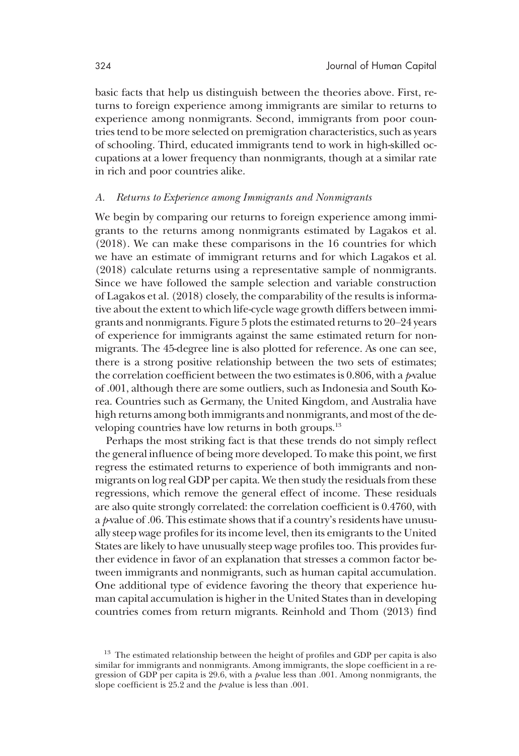basic facts that help us distinguish between the theories above. First, returns to foreign experience among immigrants are similar to returns to experience among nonmigrants. Second, immigrants from poor countries tend to be more selected on premigration characteristics, such as years of schooling. Third, educated immigrants tend to work in high-skilled occupations at a lower frequency than nonmigrants, though at a similar rate in rich and poor countries alike.

### *A. Returns to Experience among Immigrants and Nonmigrants*

We begin by comparing our returns to foreign experience among immigrants to the returns among nonmigrants estimated by Lagakos et al. (2018). We can make these comparisons in the 16 countries for which we have an estimate of immigrant returns and for which Lagakos et al. (2018) calculate returns using a representative sample of nonmigrants. Since we have followed the sample selection and variable construction of Lagakos et al. (2018) closely, the comparability of the results is informative about the extent to which life-cycle wage growth differs between immigrants and nonmigrants. Figure 5 plots the estimated returns to 20–24 years of experience for immigrants against the same estimated return for nonmigrants. The 45-degree line is also plotted for reference. As one can see, there is a strong positive relationship between the two sets of estimates; the correlation coefficient between the two estimates is 0.806, with a *p*-value of .001, although there are some outliers, such as Indonesia and South Korea. Countries such as Germany, the United Kingdom, and Australia have high returns among both immigrants and nonmigrants, and most of the developing countries have low returns in both groups.[13]

Perhaps the most striking fact is that these trends do not simply reflect the general influence of being more developed. To make this point, we first regress the estimated returns to experience of both immigrants and nonmigrants on log real GDP per capita. We then study the residuals from these regressions, which remove the general effect of income. These residuals are also quite strongly correlated: the correlation coefficient is 0.4760, with a *p*-value of .06. This estimate shows that if a country's residents have unusually steep wage profiles for its income level, then its emigrants to the United States are likely to have unusually steep wage profiles too. This provides further evidence in favor of an explanation that stresses a common factor between immigrants and nonmigrants, such as human capital accumulation. One additional type of evidence favoring the theory that experience human capital accumulation is higher in the United States than in developing countries comes from return migrants. Reinhold and Thom (2013) find

[13] The estimated relationship between the height of profiles and GDP per capita is also similar for immigrants and nonmigrants. Among immigrants, the slope coefficient in a regression of GDP per capita is 29.6, with a *p*-value less than .001. Among nonmigrants, the slope coefficient is 25.2 and the *p*-value is less than .001.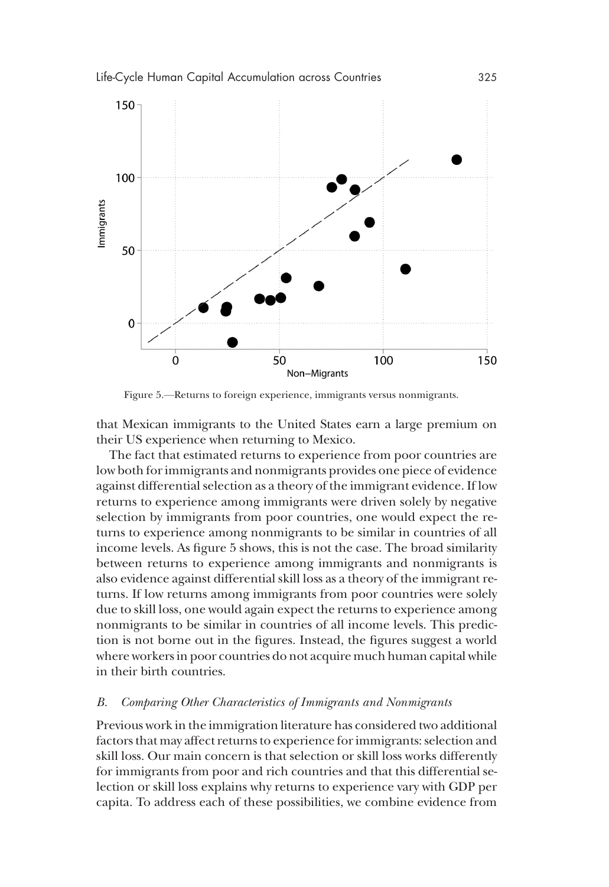Figure 5.—Returns to foreign experience, immigrants versus nonmigrants.

that Mexican immigrants to the United States earn a large premium on their US experience when returning to Mexico.

The fact that estimated returns to experience from poor countries are low both for immigrants and nonmigrants provides one piece of evidence against differential selection as a theory of the immigrant evidence. If low returns to experience among immigrants were driven solely by negative selection by immigrants from poor countries, one would expect the returns to experience among nonmigrants to be similar in countries of all income levels. As figure 5 shows, this is not the case. The broad similarity between returns to experience among immigrants and nonmigrants is also evidence against differential skill loss as a theory of the immigrant returns. If low returns among immigrants from poor countries were solely due to skill loss, one would again expect the returns to experience among nonmigrants to be similar in countries of all income levels. This prediction is not borne out in the figures. Instead, the figures suggest a world where workers in poor countries do not acquire much human capital while in their birth countries.

### *B. Comparing Other Characteristics of Immigrants and Nonmigrants*

Previous work in the immigration literature has considered two additional factors that may affect returns to experience for immigrants: selection and skill loss. Our main concern is that selection or skill loss works differently for immigrants from poor and rich countries and that this differential selection or skill loss explains why returns to experience vary with GDP per capita. To address each of these possibilities, we combine evidence from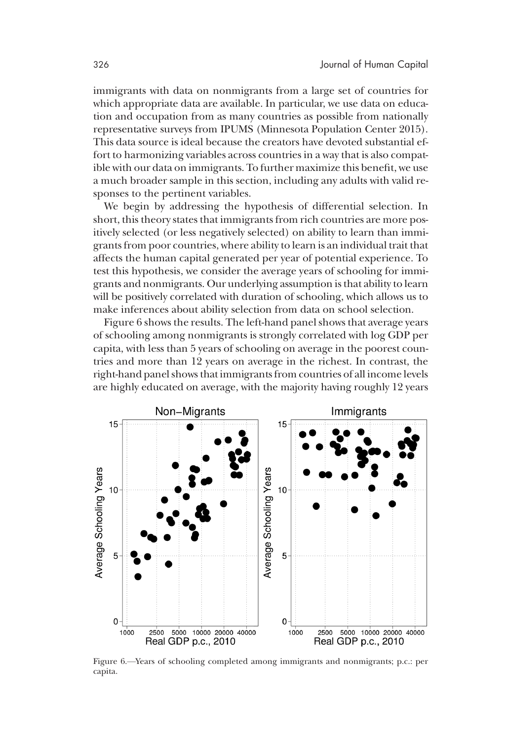immigrants with data on nonmigrants from a large set of countries for which appropriate data are available. In particular, we use data on education and occupation from as many countries as possible from nationally representative surveys from IPUMS (Minnesota Population Center 2015). This data source is ideal because the creators have devoted substantial effort to harmonizing variables across countries in a way that is also compatible with our data on immigrants. To further maximize this benefit, we use a much broader sample in this section, including any adults with valid responses to the pertinent variables.

We begin by addressing the hypothesis of differential selection. In short, this theory states that immigrants from rich countries are more positively selected (or less negatively selected) on ability to learn than immigrants from poor countries, where ability to learn is an individual trait that affects the human capital generated per year of potential experience. To test this hypothesis, we consider the average years of schooling for immigrants and nonmigrants. Our underlying assumption is that ability to learn will be positively correlated with duration of schooling, which allows us to make inferences about ability selection from data on school selection.

Figure 6 shows the results. The left-hand panel shows that average years of schooling among nonmigrants is strongly correlated with log GDP per capita, with less than 5 years of schooling on average in the poorest countries and more than 12 years on average in the richest. In contrast, the right-hand panel shows that immigrants from countries of all income levels are highly educated on average, with the majority having roughly 12 years

Figure 6.—Years of schooling completed among immigrants and nonmigrants; p.c.: per capita.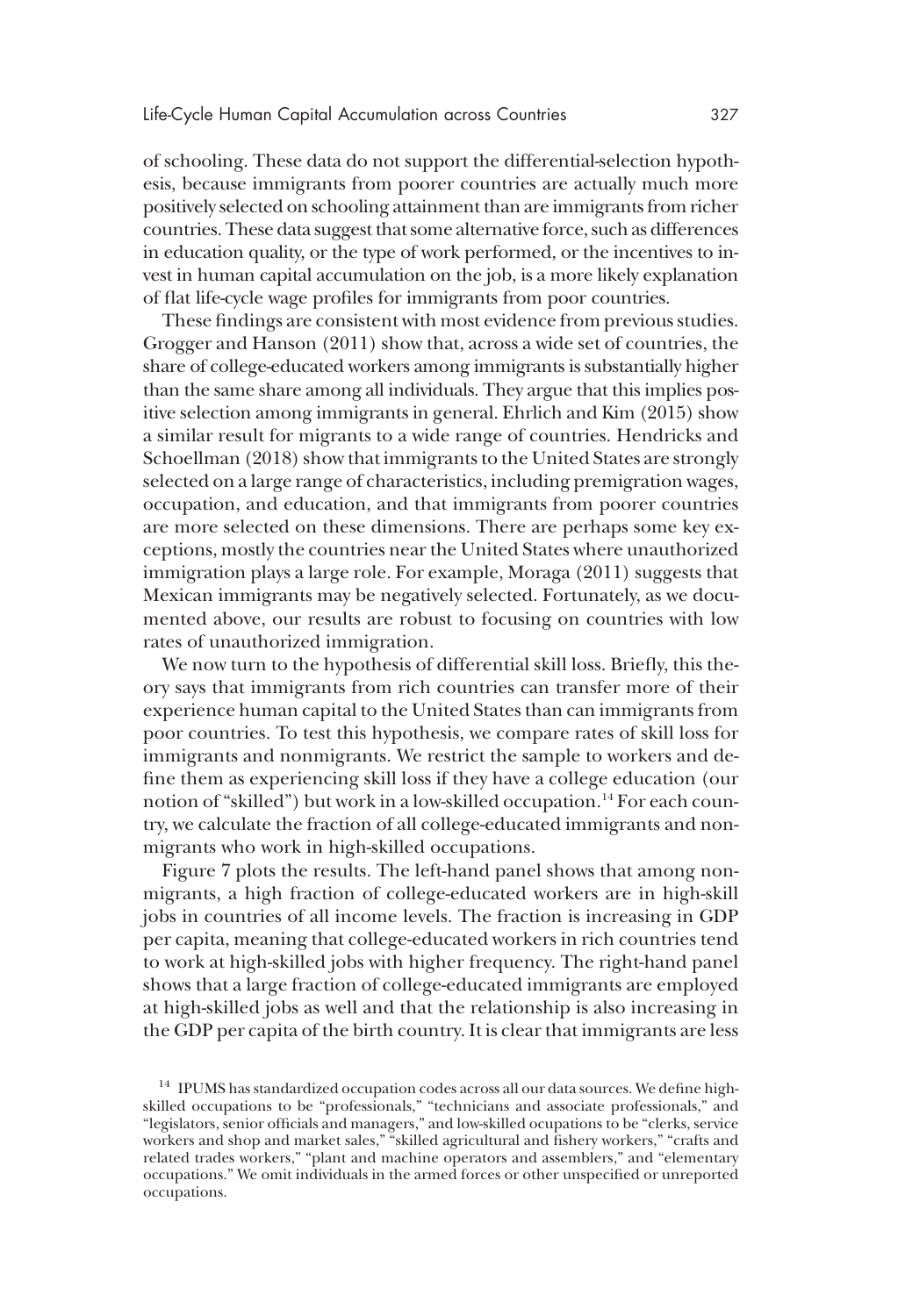of schooling. These data do not support the differential-selection hypothesis, because immigrants from poorer countries are actually much more positively selected on schooling attainment than are immigrants from richer countries. These data suggest that some alternative force, such as differences in education quality, or the type of work performed, or the incentives to invest in human capital accumulation on the job, is a more likely explanation of flat life-cycle wage profiles for immigrants from poor countries.

These findings are consistent with most evidence from previous studies. Grogger and Hanson (2011) show that, across a wide set of countries, the share of college-educated workers among immigrants is substantially higher than the same share among all individuals. They argue that this implies positive selection among immigrants in general. Ehrlich and Kim (2015) show a similar result for migrants to a wide range of countries. Hendricks and Schoellman (2018) show that immigrants to the United States are strongly selected on a large range of characteristics, including premigration wages, occupation, and education, and that immigrants from poorer countries are more selected on these dimensions. There are perhaps some key exceptions, mostly the countries near the United States where unauthorized immigration plays a large role. For example, Moraga (2011) suggests that Mexican immigrants may be negatively selected. Fortunately, as we documented above, our results are robust to focusing on countries with low rates of unauthorized immigration.

We now turn to the hypothesis of differential skill loss. Briefly, this theory says that immigrants from rich countries can transfer more of their experience human capital to the United States than can immigrants from poor countries. To test this hypothesis, we compare rates of skill loss for immigrants and nonmigrants. We restrict the sample to workers and define them as experiencing skill loss if they have a college education (our notion of "skilled") but work in a low-skilled occupation.[14] For each country, we calculate the fraction of all college-educated immigrants and nonmigrants who work in high-skilled occupations.

Figure 7 plots the results. The left-hand panel shows that among nonmigrants, a high fraction of college-educated workers are in high-skill jobs in countries of all income levels. The fraction is increasing in GDP per capita, meaning that college-educated workers in rich countries tend to work at high-skilled jobs with higher frequency. The right-hand panel shows that a large fraction of college-educated immigrants are employed at high-skilled jobs as well and that the relationship is also increasing in the GDP per capita of the birth country. It is clear that immigrants are less

[14] IPUMS has standardized occupation codes across all our data sources. We define high-skilled occupations to be "professionals," "technicians and associate professionals," and "legislators, senior officials and managers," and low-skilled ocupations to be "clerks, service workers and shop and market sales," "skilled agricultural and fishery workers," "crafts and related trades workers," "plant and machine operators and assemblers," and "elementary occupations." We omit individuals in the armed forces or other unspecified or unreported occupations.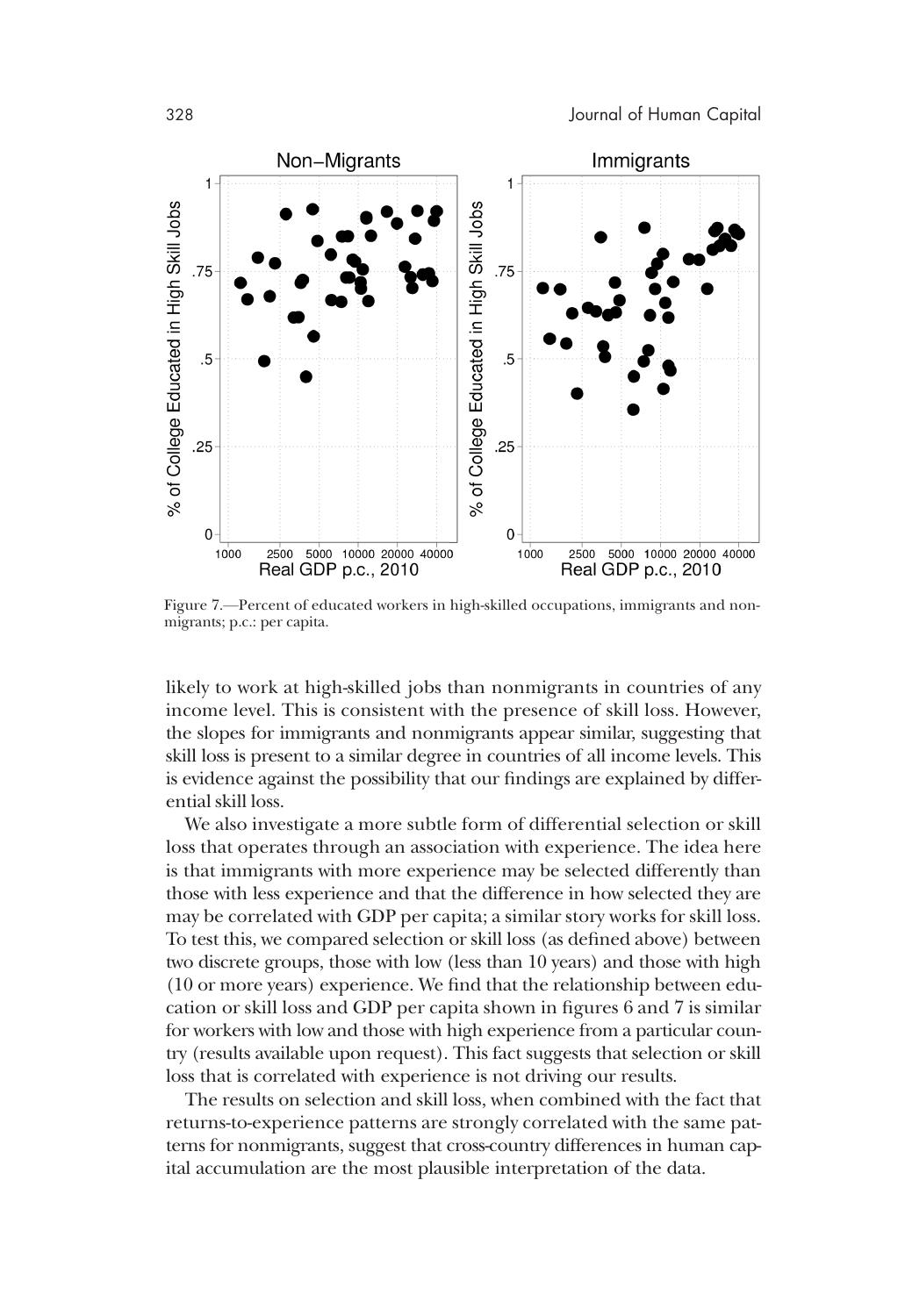Figure 7.—Percent of educated workers in high-skilled occupations, immigrants and non-migrants; p.c.: per capita.

likely to work at high-skilled jobs than nonmigrants in countries of any income level. This is consistent with the presence of skill loss. However, the slopes for immigrants and nonmigrants appear similar, suggesting that skill loss is present to a similar degree in countries of all income levels. This is evidence against the possibility that our findings are explained by differential skill loss.

We also investigate a more subtle form of differential selection or skill loss that operates through an association with experience. The idea here is that immigrants with more experience may be selected differently than those with less experience and that the difference in how selected they are may be correlated with GDP per capita; a similar story works for skill loss. To test this, we compared selection or skill loss (as defined above) between two discrete groups, those with low (less than 10 years) and those with high (10 or more years) experience. We find that the relationship between education or skill loss and GDP per capita shown in figures 6 and 7 is similar for workers with low and those with high experience from a particular country (results available upon request). This fact suggests that selection or skill loss that is correlated with experience is not driving our results.

The results on selection and skill loss, when combined with the fact that returns-to-experience patterns are strongly correlated with the same patterns for nonmigrants, suggest that cross-country differences in human capital accumulation are the most plausible interpretation of the data.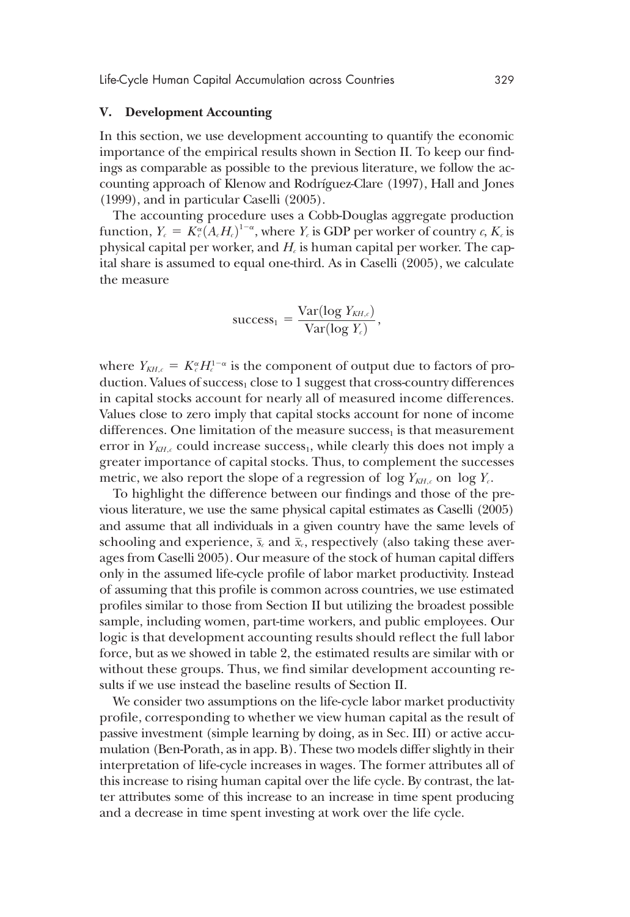## V. Development Accounting

In this section, we use development accounting to quantify the economic importance of the empirical results shown in Section II. To keep our findings as comparable as possible to the previous literature, we follow the accounting approach of Klenow and Rodríguez-Clare (1997), Hall and Jones (1999), and in particular Caselli (2005).

The accounting procedure uses a Cobb-Douglas aggregate production function, $Y_c = K_c^{\alpha}(A_c H_c)^{1-\alpha}$, where $Y_c$ is GDP per worker of country $c$, $K_c$ is physical capital per worker, and $H_c$ is human capital per worker. The capital share is assumed to equal one-third. As in Caselli (2005), we calculate the measure

$$\text{success}_1 = \frac{\text{Var}(\log Y_{KH,c})}{\text{Var}(\log Y_c)},$$

where $Y_{KH,c} = K_c^{\alpha} H_c^{1-\alpha}$ is the component of output due to factors of production. Values of $\text{success}_1$ close to 1 suggest that cross-country differences in capital stocks account for nearly all of measured income differences. Values close to zero imply that capital stocks account for none of income differences. One limitation of the measure $\text{success}_1$ is that measurement error in $Y_{KH,c}$ could increase $\text{success}_1$, while clearly this does not imply a greater importance of capital stocks. Thus, to complement the successes metric, we also report the slope of a regression of $\log Y_{KH,c}$ on $\log Y_c$.

To highlight the difference between our findings and those of the previous literature, we use the same physical capital estimates as Caselli (2005) and assume that all individuals in a given country have the same levels of schooling and experience, $\bar{s}_c$ and $\bar{x}_c$, respectively (also taking these averages from Caselli 2005). Our measure of the stock of human capital differs only in the assumed life-cycle profile of labor market productivity. Instead of assuming that this profile is common across countries, we use estimated profiles similar to those from Section II but utilizing the broadest possible sample, including women, part-time workers, and public employees. Our logic is that development accounting results should reflect the full labor force, but as we showed in table 2, the estimated results are similar with or without these groups. Thus, we find similar development accounting results if we use instead the baseline results of Section II.

We consider two assumptions on the life-cycle labor market productivity profile, corresponding to whether we view human capital as the result of passive investment (simple learning by doing, as in Sec. III) or active accumulation (Ben-Porath, as in app. B). These two models differ slightly in their interpretation of life-cycle increases in wages. The former attributes all of this increase to rising human capital over the life cycle. By contrast, the latter attributes some of this increase to an increase in time spent producing and a decrease in time spent investing at work over the life cycle.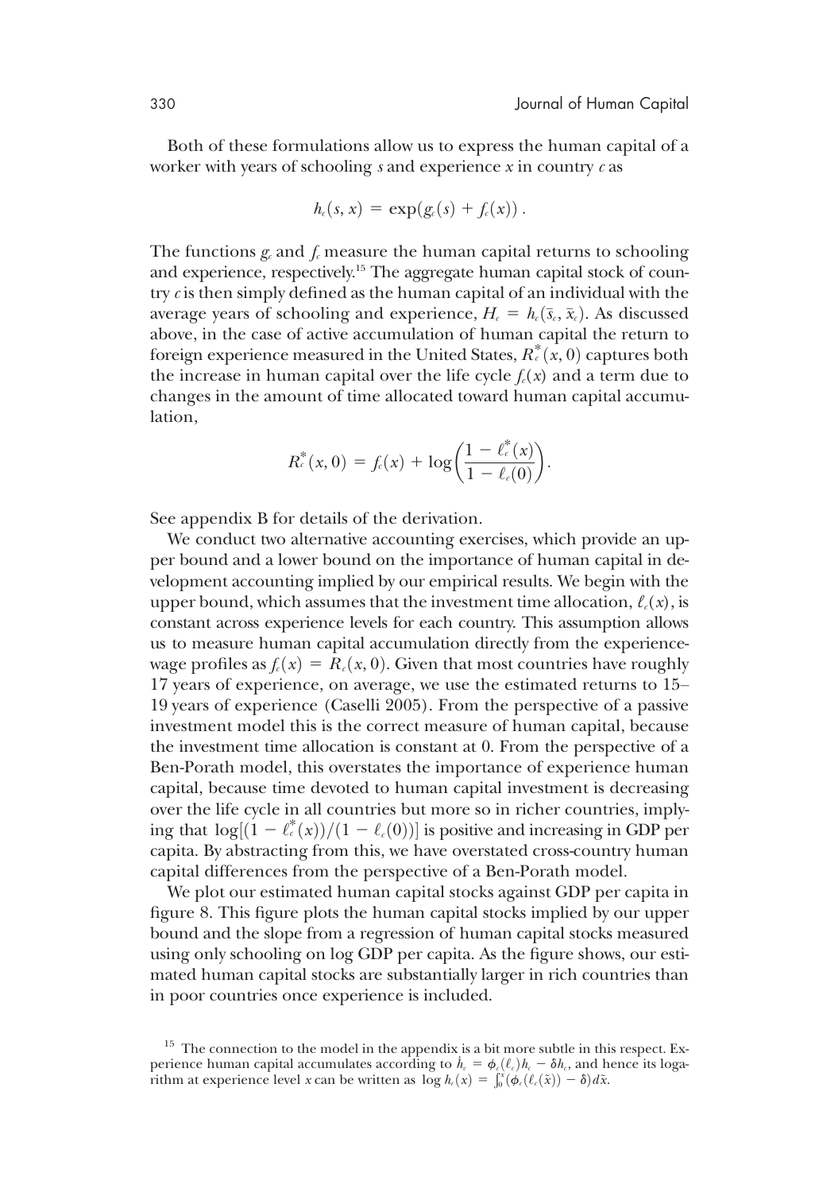Both of these formulations allow us to express the human capital of a worker with years of schooling $s$ and experience $x$ in country $c$ as

$$h_c(s, x) = \exp(g_c(s) + f_c(x)).$$

The functions $g_c$ and $f_c$ measure the human capital returns to schooling and experience, respectively.[15] The aggregate human capital stock of country $c$ is then simply defined as the human capital of an individual with the average years of schooling and experience, $H_c = h_c(\bar{s}_c, \bar{x}_c)$. As discussed above, in the case of active accumulation of human capital the return to foreign experience measured in the United States, $R_c^*(x, 0)$ captures both the increase in human capital over the life cycle $f_c(x)$ and a term due to changes in the amount of time allocated toward human capital accumulation,

$$R_c^*(x, 0) = f_c(x) + \log\left(\frac{1 - \ell_c^*(x)}{1 - \ell_c(0)}\right).$$

See appendix B for details of the derivation.

We conduct two alternative accounting exercises, which provide an upper bound and a lower bound on the importance of human capital in development accounting implied by our empirical results. We begin with the upper bound, which assumes that the investment time allocation, $\ell_c(x)$, is constant across experience levels for each country. This assumption allows us to measure human capital accumulation directly from the experience-wage profiles as $f_c(x) = R_c(x, 0)$. Given that most countries have roughly 17 years of experience, on average, we use the estimated returns to 15–19 years of experience (Caselli 2005). From the perspective of a passive investment model this is the correct measure of human capital, because the investment time allocation is constant at 0. From the perspective of a Ben-Porath model, this overstates the importance of experience human capital, because time devoted to human capital investment is decreasing over the life cycle in all countries but more so in richer countries, implying that $\log[(1 - \ell_c^*(x))/(1 - \ell_c(0))]$ is positive and increasing in GDP per capita. By abstracting from this, we have overstated cross-country human capital differences from the perspective of a Ben-Porath model.

We plot our estimated human capital stocks against GDP per capita in figure 8. This figure plots the human capital stocks implied by our upper bound and the slope from a regression of human capital stocks measured using only schooling on log GDP per capita. As the figure shows, our estimated human capital stocks are substantially larger in rich countries than in poor countries once experience is included.

[15] The connection to the model in the appendix is a bit more subtle in this respect. Experience human capital accumulates according to $\dot{h}_c = \phi_c(\ell_c)h_c - \delta h_c$, and hence its logarithm at experience level $x$ can be written as $\log h_c(x) = \int_0^x (\phi_c(\ell_c(\tilde{x})) - \delta)d\tilde{x}$.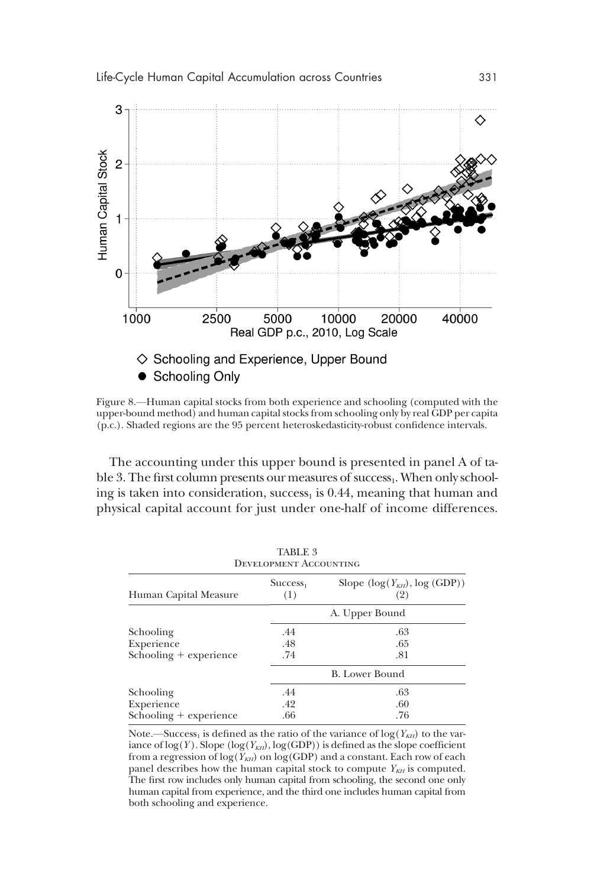Figure 8.—Human capital stocks from both experience and schooling (computed with the upper-bound method) and human capital stocks from schooling only by real GDP per capita (p.c.). Shaded regions are the 95 percent heteroskedasticity-robust confidence intervals.

The accounting under this upper bound is presented in panel A of table 3. The first column presents our measures of success$_1$. When only schooling is taken into consideration, success$_1$ is 0.44, meaning that human and physical capital account for just under one-half of income differences.

TABLE 3
DEVELOPMENT ACCOUNTING

| Human Capital Measure | Success$_1$ (1) | Slope $(\log(Y_{KH}), \log(\text{GDP}))$ (2) |
|---|---|---|
| | A. Upper Bound | |
| Schooling | .44 | .63 |
| Experience | .48 | .65 |
| Schooling + experience | .74 | .81 |
| | B. Lower Bound | |
| Schooling | .44 | .63 |
| Experience | .42 | .60 |
| Schooling + experience | .66 | .76 |

Note.—Success$_1$ is defined as the ratio of the variance of $\log(Y_{KH})$ to the variance of $\log(Y)$. Slope $(\log(Y_{KH}), \log(\text{GDP}))$ is defined as the slope coefficient from a regression of $\log(Y_{KH})$ on $\log(\text{GDP})$ and a constant. Each row of each panel describes how the human capital stock to compute $Y_{KH}$ is computed. The first row includes only human capital from schooling, the second one only human capital from experience, and the third one includes human capital from both schooling and experience.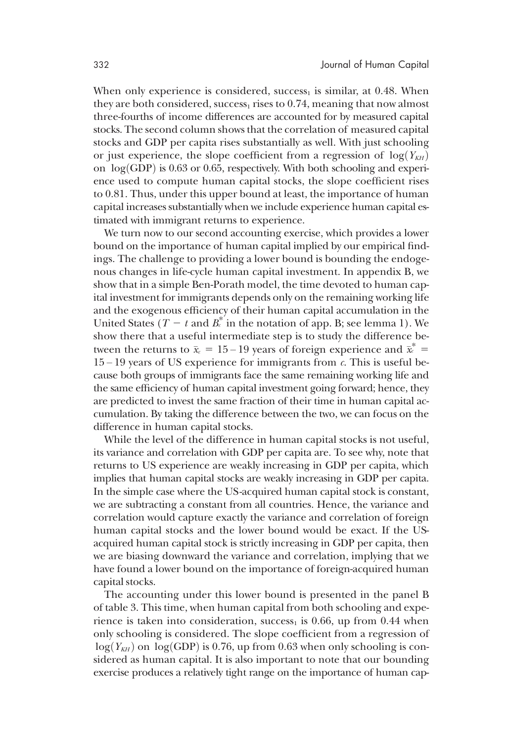When only experience is considered, $\text{success}_1$ is similar, at 0.48. When they are both considered, $\text{success}_1$ rises to 0.74, meaning that now almost three-fourths of income differences are accounted for by measured capital stocks. The second column shows that the correlation of measured capital stocks and GDP per capita rises substantially as well. With just schooling or just experience, the slope coefficient from a regression of $\log(Y_{KH})$ on $\log(\text{GDP})$ is 0.63 or 0.65, respectively. With both schooling and experience used to compute human capital stocks, the slope coefficient rises to 0.81. Thus, under this upper bound at least, the importance of human capital increases substantially when we include experience human capital estimated with immigrant returns to experience.

We turn now to our second accounting exercise, which provides a lower bound on the importance of human capital implied by our empirical findings. The challenge to providing a lower bound is bounding the endogenous changes in life-cycle human capital investment. In appendix B, we show that in a simple Ben-Porath model, the time devoted to human capital investment for immigrants depends only on the remaining working life and the exogenous efficiency of their human capital accumulation in the United States ($T - t$ and $B_c^*$ in the notation of app. B; see lemma 1). We show there that a useful intermediate step is to study the difference between the returns to $\bar{x}_c = 15-19$ years of foreign experience and $\bar{x}_c^* = 15-19$ years of US experience for immigrants from $c$. This is useful because both groups of immigrants face the same remaining working life and the same efficiency of human capital investment going forward; hence, they are predicted to invest the same fraction of their time in human capital accumulation. By taking the difference between the two, we can focus on the difference in human capital stocks.

While the level of the difference in human capital stocks is not useful, its variance and correlation with GDP per capita are. To see why, note that returns to US experience are weakly increasing in GDP per capita, which implies that human capital stocks are weakly increasing in GDP per capita. In the simple case where the US-acquired human capital stock is constant, we are subtracting a constant from all countries. Hence, the variance and correlation would capture exactly the variance and correlation of foreign human capital stocks and the lower bound would be exact. If the US-acquired human capital stock is strictly increasing in GDP per capita, then we are biasing downward the variance and correlation, implying that we have found a lower bound on the importance of foreign-acquired human capital stocks.

The accounting under this lower bound is presented in the panel B of table 3. This time, when human capital from both schooling and experience is taken into consideration, $\text{success}_1$ is 0.66, up from 0.44 when only schooling is considered. The slope coefficient from a regression of $\log(Y_{KH})$ on $\log(\text{GDP})$ is 0.76, up from 0.63 when only schooling is considered as human capital. It is also important to note that our bounding exercise produces a relatively tight range on the importance of human cap-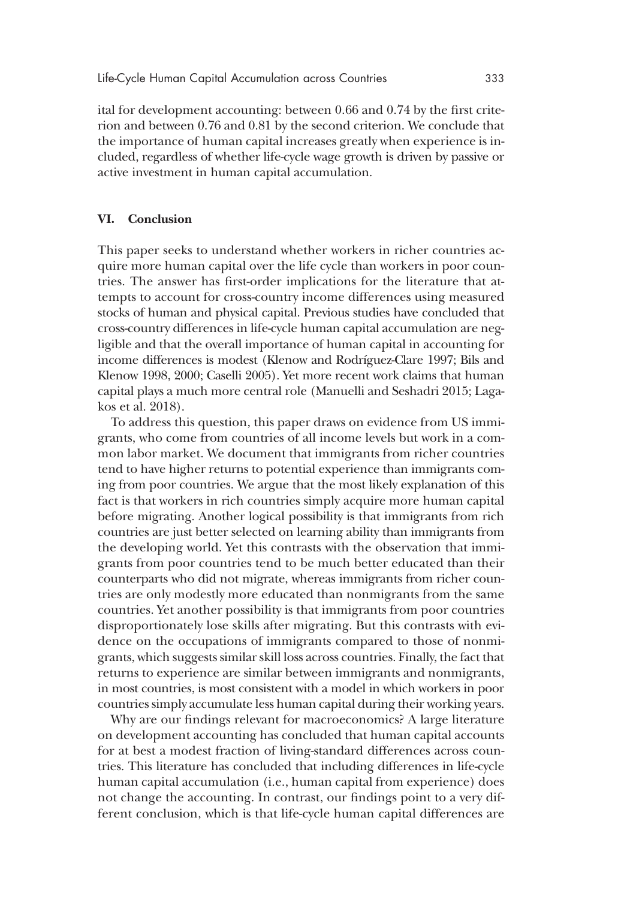ital for development accounting: between 0.66 and 0.74 by the first criterion and between 0.76 and 0.81 by the second criterion. We conclude that the importance of human capital increases greatly when experience is included, regardless of whether life-cycle wage growth is driven by passive or active investment in human capital accumulation.

## VI. Conclusion

This paper seeks to understand whether workers in richer countries acquire more human capital over the life cycle than workers in poor countries. The answer has first-order implications for the literature that attempts to account for cross-country income differences using measured stocks of human and physical capital. Previous studies have concluded that cross-country differences in life-cycle human capital accumulation are negligible and that the overall importance of human capital in accounting for income differences is modest (Klenow and Rodríguez-Clare 1997; Bils and Klenow 1998, 2000; Caselli 2005). Yet more recent work claims that human capital plays a much more central role (Manuelli and Seshadri 2015; Lagakos et al. 2018).

To address this question, this paper draws on evidence from US immigrants, who come from countries of all income levels but work in a common labor market. We document that immigrants from richer countries tend to have higher returns to potential experience than immigrants coming from poor countries. We argue that the most likely explanation of this fact is that workers in rich countries simply acquire more human capital before migrating. Another logical possibility is that immigrants from rich countries are just better selected on learning ability than immigrants from the developing world. Yet this contrasts with the observation that immigrants from poor countries tend to be much better educated than their counterparts who did not migrate, whereas immigrants from richer countries are only modestly more educated than nonmigrants from the same countries. Yet another possibility is that immigrants from poor countries disproportionately lose skills after migrating. But this contrasts with evidence on the occupations of immigrants compared to those of nonmigrants, which suggests similar skill loss across countries. Finally, the fact that returns to experience are similar between immigrants and nonmigrants, in most countries, is most consistent with a model in which workers in poor countries simply accumulate less human capital during their working years.

Why are our findings relevant for macroeconomics? A large literature on development accounting has concluded that human capital accounts for at best a modest fraction of living-standard differences across countries. This literature has concluded that including differences in life-cycle human capital accumulation (i.e., human capital from experience) does not change the accounting. In contrast, our findings point to a very different conclusion, which is that life-cycle human capital differences are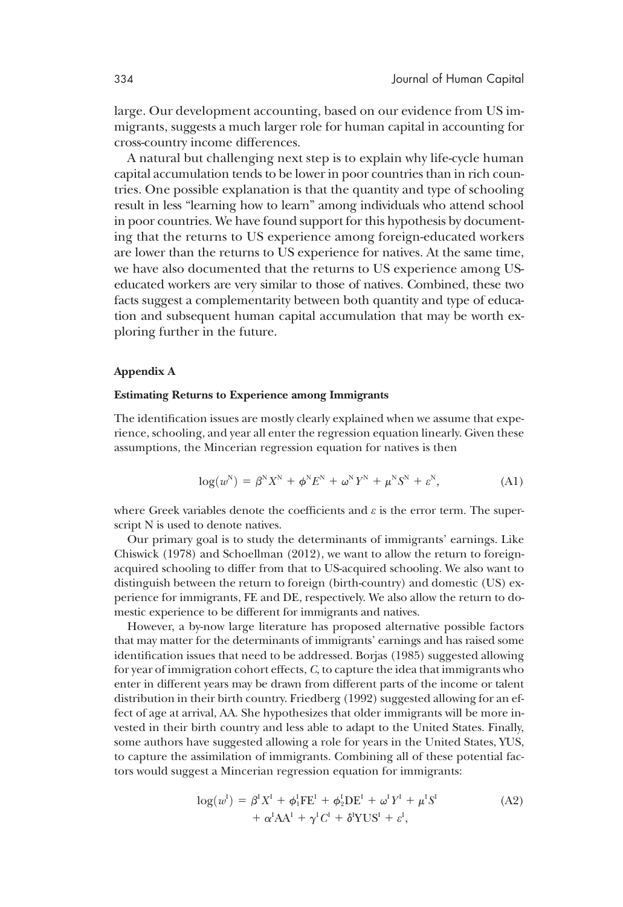large. Our development accounting, based on our evidence from US immigrants, suggests a much larger role for human capital in accounting for cross-country income differences.

A natural but challenging next step is to explain why life-cycle human capital accumulation tends to be lower in poor countries than in rich countries. One possible explanation is that the quantity and type of schooling result in less "learning how to learn" among individuals who attend school in poor countries. We have found support for this hypothesis by documenting that the returns to US experience among foreign-educated workers are lower than the returns to US experience for natives. At the same time, we have also documented that the returns to US experience among US-educated workers are very similar to those of natives. Combined, these two facts suggest a complementarity between both quantity and type of education and subsequent human capital accumulation that may be worth exploring further in the future.

## Appendix A

### Estimating Returns to Experience among Immigrants

The identification issues are mostly clearly explained when we assume that experience, schooling, and year all enter the regression equation linearly. Given these assumptions, the Mincerian regression equation for natives is then

$$\log(w^{\mathrm{N}}) = \beta^{\mathrm{N}} X^{\mathrm{N}} + \phi^{\mathrm{N}} E^{\mathrm{N}} + \omega^{\mathrm{N}} Y^{\mathrm{N}} + \mu^{\mathrm{N}} S^{\mathrm{N}} + \varepsilon^{\mathrm{N}}, \tag{A1}$$

where Greek variables denote the coefficients and $\varepsilon$ is the error term. The superscript N is used to denote natives.

Our primary goal is to study the determinants of immigrants' earnings. Like Chiswick (1978) and Schoellman (2012), we want to allow the return to foreign-acquired schooling to differ from that to US-acquired schooling. We also want to distinguish between the return to foreign (birth-country) and domestic (US) experience for immigrants, FE and DE, respectively. We also allow the return to domestic experience to be different for immigrants and natives.

However, a by-now large literature has proposed alternative possible factors that may matter for the determinants of immigrants' earnings and has raised some identification issues that need to be addressed. Borjas (1985) suggested allowing for year of immigration cohort effects, $C$, to capture the idea that immigrants who enter in different years may be drawn from different parts of the income or talent distribution in their birth country. Friedberg (1992) suggested allowing for an effect of age at arrival, AA. She hypothesizes that older immigrants will be more invested in their birth country and less able to adapt to the United States. Finally, some authors have suggested allowing a role for years in the United States, YUS, to capture the assimilation of immigrants. Combining all of these potential factors would suggest a Mincerian regression equation for immigrants:

$$\begin{aligned}\log(w^{\mathrm{I}}) = {} & \beta^{\mathrm{I}} X^{\mathrm{I}} + \phi_1^{\mathrm{I}} \mathrm{FE}^{\mathrm{I}} + \phi_2^{\mathrm{I}} \mathrm{DE}^{\mathrm{I}} + \omega^{\mathrm{I}} Y^{\mathrm{I}} + \mu^{\mathrm{I}} S^{\mathrm{I}} \\ & + \alpha^{\mathrm{I}} \mathrm{AA}^{\mathrm{I}} + \gamma^{\mathrm{I}} C^{\mathrm{I}} + \delta^{\mathrm{I}} \mathrm{YUS}^{\mathrm{I}} + \varepsilon^{\mathrm{I}},\end{aligned} \tag{A2}$$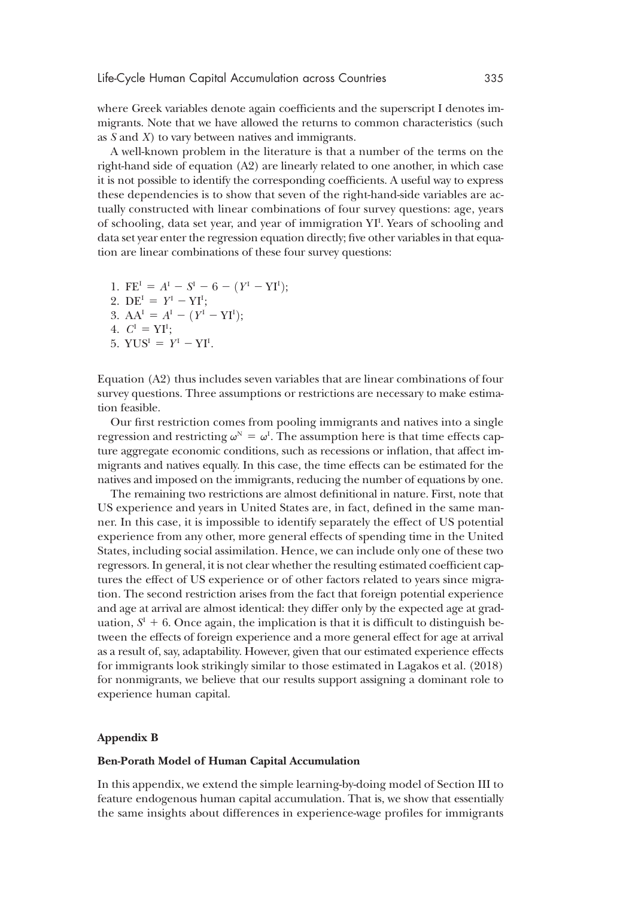where Greek variables denote again coefficients and the superscript I denotes immigrants. Note that we have allowed the returns to common characteristics (such as $S$ and $X$) to vary between natives and immigrants.

A well-known problem in the literature is that a number of the terms on the right-hand side of equation (A2) are linearly related to one another, in which case it is not possible to identify the corresponding coefficients. A useful way to express these dependencies is to show that seven of the right-hand-side variables are actually constructed with linear combinations of four survey questions: age, years of schooling, data set year, and year of immigration $\text{YI}^{\text{I}}$. Years of schooling and data set year enter the regression equation directly; five other variables in that equation are linear combinations of these four survey questions:

1. $\text{FE}^{\text{I}} = A^{\text{I}} - S^{\text{I}} - 6 - (Y^{\text{I}} - \text{YI}^{\text{I}})$;
2. $\text{DE}^{\text{I}} = Y^{\text{I}} - \text{YI}^{\text{I}}$;
3. $\text{AA}^{\text{I}} = A^{\text{I}} - (Y^{\text{I}} - \text{YI}^{\text{I}})$;
4. $C^{\text{I}} = \text{YI}^{\text{I}}$;
5. $\text{YUS}^{\text{I}} = Y^{\text{I}} - \text{YI}^{\text{I}}$.

Equation (A2) thus includes seven variables that are linear combinations of four survey questions. Three assumptions or restrictions are necessary to make estimation feasible.

Our first restriction comes from pooling immigrants and natives into a single regression and restricting $\omega^{\text{N}} = \omega^{\text{I}}$. The assumption here is that time effects capture aggregate economic conditions, such as recessions or inflation, that affect immigrants and natives equally. In this case, the time effects can be estimated for the natives and imposed on the immigrants, reducing the number of equations by one.

The remaining two restrictions are almost definitional in nature. First, note that US experience and years in United States are, in fact, defined in the same manner. In this case, it is impossible to identify separately the effect of US potential experience from any other, more general effects of spending time in the United States, including social assimilation. Hence, we can include only one of these two regressors. In general, it is not clear whether the resulting estimated coefficient captures the effect of US experience or of other factors related to years since migration. The second restriction arises from the fact that foreign potential experience and age at arrival are almost identical: they differ only by the expected age at graduation, $S^{\text{I}} + 6$. Once again, the implication is that it is difficult to distinguish between the effects of foreign experience and a more general effect for age at arrival as a result of, say, adaptability. However, given that our estimated experience effects for immigrants look strikingly similar to those estimated in Lagakos et al. (2018) for nonmigrants, we believe that our results support assigning a dominant role to experience human capital.

## Appendix B

### Ben-Porath Model of Human Capital Accumulation

In this appendix, we extend the simple learning-by-doing model of Section III to feature endogenous human capital accumulation. That is, we show that essentially the same insights about differences in experience-wage profiles for immigrants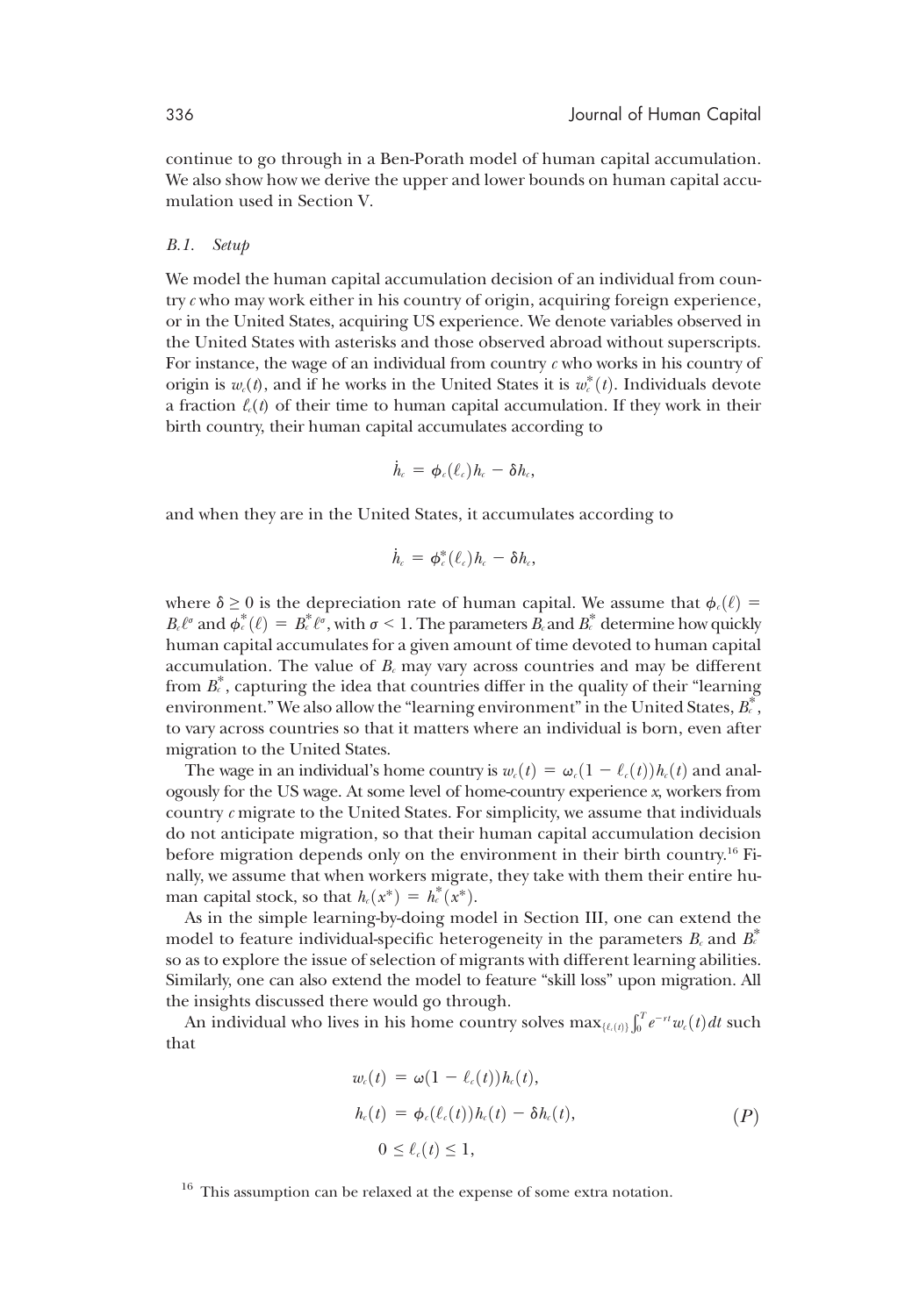continue to go through in a Ben-Porath model of human capital accumulation. We also show how we derive the upper and lower bounds on human capital accumulation used in Section V.

### *B.1. Setup*

We model the human capital accumulation decision of an individual from country $c$ who may work either in his country of origin, acquiring foreign experience, or in the United States, acquiring US experience. We denote variables observed in the United States with asterisks and those observed abroad without superscripts. For instance, the wage of an individual from country $c$ who works in his country of origin is $w_c(t)$, and if he works in the United States it is $w_c^*(t)$. Individuals devote a fraction $\ell_c(t)$ of their time to human capital accumulation. If they work in their birth country, their human capital accumulates according to

$$\dot{h}_c = \phi_c(\ell_c)h_c - \delta h_c,$$

and when they are in the United States, it accumulates according to

$$\dot{h}_c = \phi_c^*(\ell_c)h_c - \delta h_c,$$

where $\delta \geq 0$ is the depreciation rate of human capital. We assume that $\phi_c(\ell) = B_c\ell^\sigma$ and $\phi_c^*(\ell) = B_c^*\ell^\sigma$, with $\sigma < 1$. The parameters $B_c$ and $B_c^*$ determine how quickly human capital accumulates for a given amount of time devoted to human capital accumulation. The value of $B_c$ may vary across countries and may be different from $B_c^*$, capturing the idea that countries differ in the quality of their "learning environment." We also allow the "learning environment" in the United States, $B_c^*$, to vary across countries so that it matters where an individual is born, even after migration to the United States.

The wage in an individual's home country is $w_c(t) = \omega_c(1 - \ell_c(t))h_c(t)$ and analogously for the US wage. At some level of home-country experience $x$, workers from country $c$ migrate to the United States. For simplicity, we assume that individuals do not anticipate migration, so that their human capital accumulation decision before migration depends only on the environment in their birth country.[16] Finally, we assume that when workers migrate, they take with them their entire human capital stock, so that $h_c(x^*) = h_c^*(x^*)$.

As in the simple learning-by-doing model in Section III, one can extend the model to feature individual-specific heterogeneity in the parameters $B_c$ and $B_c^*$ so as to explore the issue of selection of migrants with different learning abilities. Similarly, one can also extend the model to feature "skill loss" upon migration. All the insights discussed there would go through.

An individual who lives in his home country solves $\max_{\{\ell_c(t)\}}\int_0^T e^{-rt}w_c(t)dt$ such that

$$
\begin{aligned}
w_c(t) &= \omega(1 - \ell_c(t))h_c(t),\\
h_c(t) &= \phi_c(\ell_c(t))h_c(t) - \delta h_c(t),\\
&0 \leq \ell_c(t) \leq 1,
\end{aligned}
\tag{P}
$$

[16] This assumption can be relaxed at the expense of some extra notation.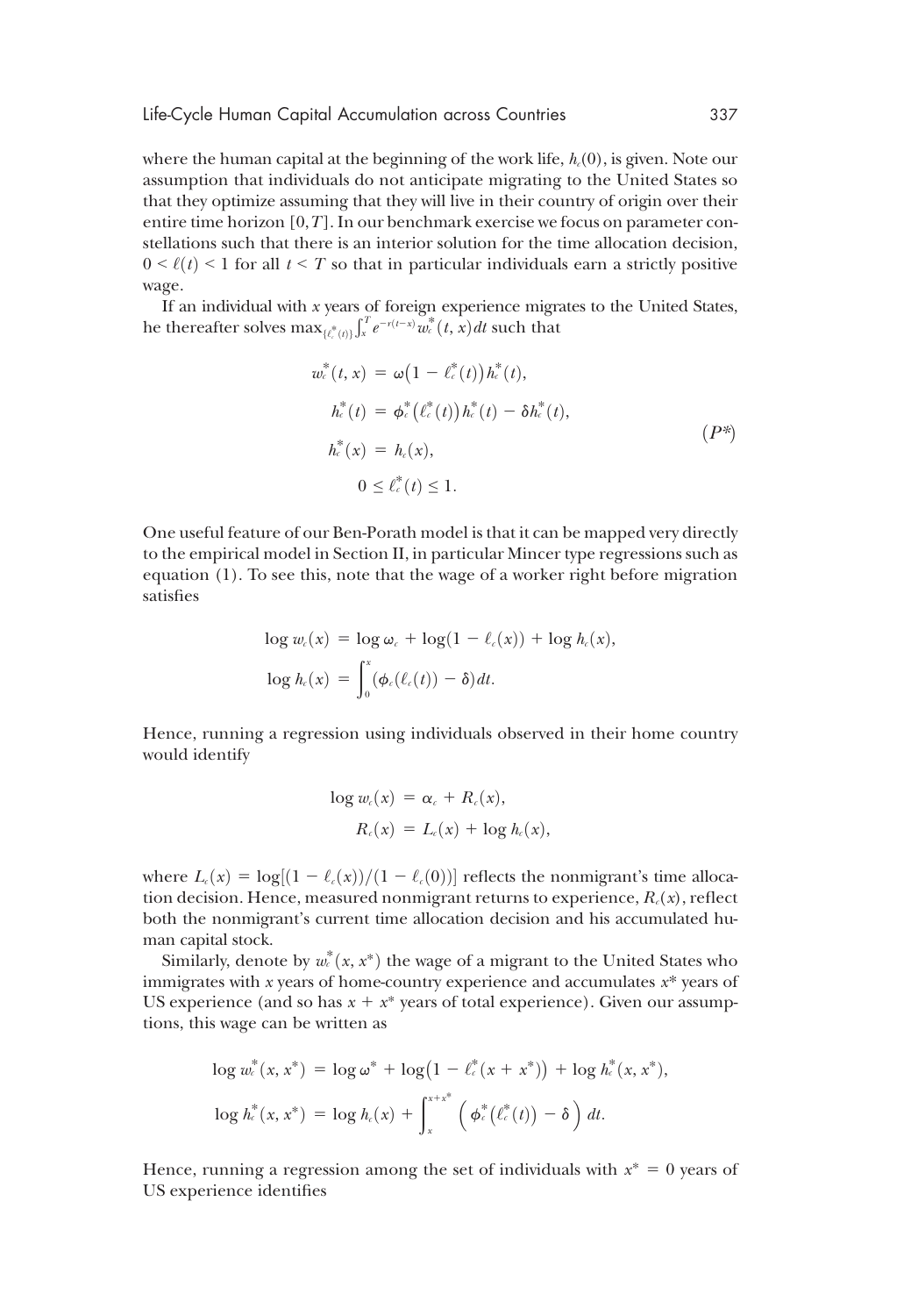where the human capital at the beginning of the work life, $h_c(0)$, is given. Note our assumption that individuals do not anticipate migrating to the United States so that they optimize assuming that they will live in their country of origin over their entire time horizon $[0, T]$. In our benchmark exercise we focus on parameter constellations such that there is an interior solution for the time allocation decision, $0 < \ell(t) < 1$ for all $t < T$ so that in particular individuals earn a strictly positive wage.

If an individual with $x$ years of foreign experience migrates to the United States, he thereafter solves $\max_{\{\ell_c^*(t)\}} \int_x^T e^{-r(t-x)} w_c^*(t, x) dt$ such that

$$
\begin{aligned}
w_c^*(t, x) &= \omega\left(1 - \ell_c^*(t)\right) h_c^*(t), \\
\dot{h}_c^*(t) &= \phi_c^*\left(\ell_c^*(t)\right) h_c^*(t) - \delta h_c^*(t), \\
h_c^*(x) &= h_c(x), \\
0 &\leq \ell_c^*(t) \leq 1.
\end{aligned}
\tag{$P^*$}
$$

One useful feature of our Ben-Porath model is that it can be mapped very directly to the empirical model in Section II, in particular Mincer type regressions such as equation (1). To see this, note that the wage of a worker right before migration satisfies

$$
\begin{aligned}
\log w_c(x) &= \log \omega_c + \log(1 - \ell_c(x)) + \log h_c(x), \\
\log h_c(x) &= \int_0^x (\phi_c(\ell_c(t)) - \delta) dt.
\end{aligned}
$$

Hence, running a regression using individuals observed in their home country would identify

$$
\begin{aligned}
\log w_c(x) &= \alpha_c + R_c(x), \\
R_c(x) &= L_c(x) + \log h_c(x),
\end{aligned}
$$

where $L_c(x) = \log[(1 - \ell_c(x))/(1 - \ell_c(0))]$ reflects the nonmigrant's time allocation decision. Hence, measured nonmigrant returns to experience, $R_c(x)$, reflect both the nonmigrant's current time allocation decision and his accumulated human capital stock.

Similarly, denote by $w_c^*(x, x^*)$ the wage of a migrant to the United States who immigrates with $x$ years of home-country experience and accumulates $x^*$ years of US experience (and so has $x + x^*$ years of total experience). Given our assumptions, this wage can be written as

$$
\begin{aligned}
\log w_c^*(x, x^*) &= \log \omega^* + \log\left(1 - \ell_c^*(x + x^*)\right) + \log h_c^*(x, x^*), \\
\log h_c^*(x, x^*) &= \log h_c(x) + \int_x^{x+x^*} \left( \phi_c^*\left(\ell_c^*(t)\right) - \delta \right) dt.
\end{aligned}
$$

Hence, running a regression among the set of individuals with $x^* = 0$ years of US experience identifies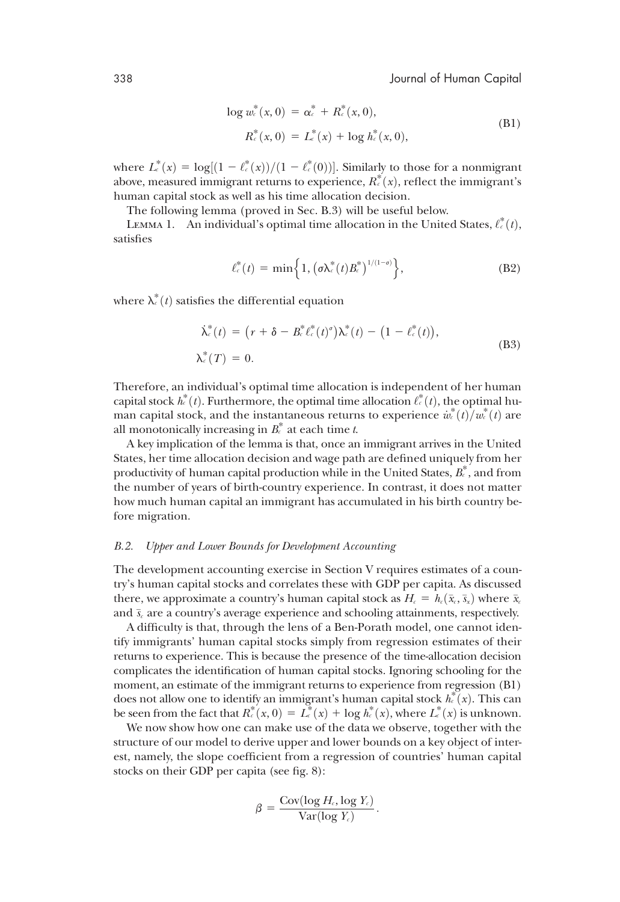$$\log w_c^*(x,0) = \alpha_c^* + R_c^*(x,0),$$
$$R_c^*(x,0) = L_c^*(x) + \log h_c^*(x,0), \tag{B1}$$

where $L_c^*(x) = \log[(1-\ell_c^*(x))/(1-\ell_c^*(0))]$. Similarly to those for a nonmigrant above, measured immigrant returns to experience, $R_c^*(x)$, reflect the immigrant's human capital stock as well as his time allocation decision.

The following lemma (proved in Sec. B.3) will be useful below.

LEMMA 1. An individual's optimal time allocation in the United States, $\ell_c^*(t)$, satisfies

$$\ell_c^*(t) = \min\left\{1, \left(\sigma\lambda_c^*(t)B_c^*\right)^{1/(1-\sigma)}\right\}, \tag{B2}$$

where $\lambda_c^*(t)$ satisfies the differential equation

$$\dot{\lambda}_c^*(t) = \left(r + \delta - B_c^*\ell_c^*(t)^\sigma\right)\lambda_c^*(t) - \left(1 - \ell_c^*(t)\right),$$
$$\lambda_c^*(T) = 0. \tag{B3}$$

Therefore, an individual's optimal time allocation is independent of her human capital stock $h_c^*(t)$. Furthermore, the optimal time allocation $\ell_c^*(t)$, the optimal human capital stock, and the instantaneous returns to experience $\dot{w}_c^*(t)/w_c^*(t)$ are all monotonically increasing in $B_c^*$ at each time $t$.

A key implication of the lemma is that, once an immigrant arrives in the United States, her time allocation decision and wage path are defined uniquely from her productivity of human capital production while in the United States, $B_c^*$, and from the number of years of birth-country experience. In contrast, it does not matter how much human capital an immigrant has accumulated in his birth country before migration.

### *B.2. Upper and Lower Bounds for Development Accounting*

The development accounting exercise in Section V requires estimates of a country's human capital stocks and correlates these with GDP per capita. As discussed there, we approximate a country's human capital stock as $H_c = h_c(\bar{x}_c, \bar{s}_x)$ where $\bar{x}_c$ and $\bar{s}_c$ are a country's average experience and schooling attainments, respectively.

A difficulty is that, through the lens of a Ben-Porath model, one cannot identify immigrants' human capital stocks simply from regression estimates of their returns to experience. This is because the presence of the time-allocation decision complicates the identification of human capital stocks. Ignoring schooling for the moment, an estimate of the immigrant returns to experience from regression (B1) does not allow one to identify an immigrant's human capital stock $h_c^*(x)$. This can be seen from the fact that $R_c^*(x,0) = L_c^*(x) + \log h_c^*(x)$, where $L_c^*(x)$ is unknown.

We now show how one can make use of the data we observe, together with the structure of our model to derive upper and lower bounds on a key object of interest, namely, the slope coefficient from a regression of countries' human capital stocks on their GDP per capita (see fig. 8):

$$\beta = \frac{\text{Cov}(\log H_c, \log Y_c)}{\text{Var}(\log Y_c)}.$$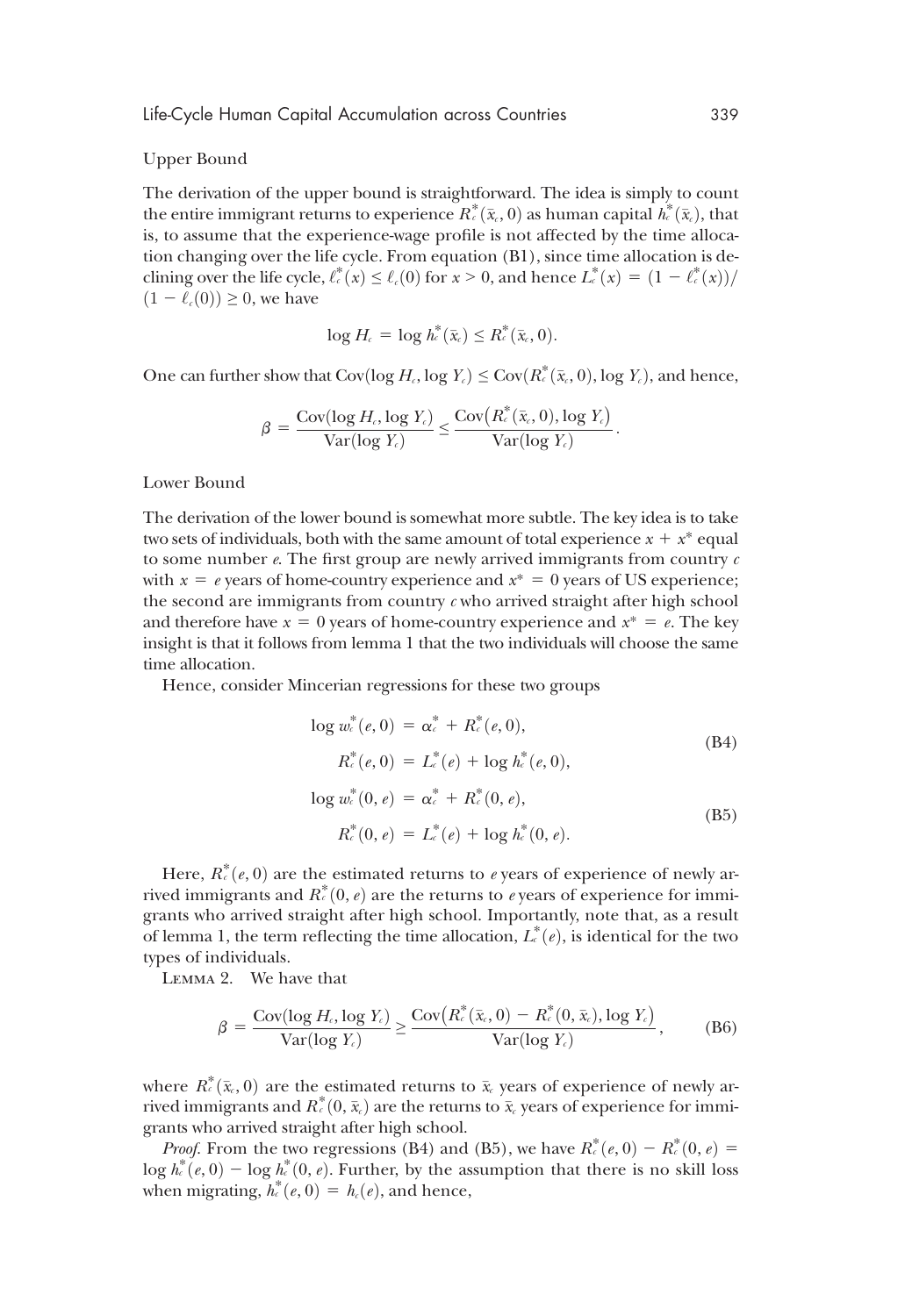Upper Bound

The derivation of the upper bound is straightforward. The idea is simply to count the entire immigrant returns to experience $R^*_c(\bar{x}_c, 0)$ as human capital $h^*_c(\bar{x}_c)$, that is, to assume that the experience-wage profile is not affected by the time allocation changing over the life cycle. From equation (B1), since time allocation is declining over the life cycle, $\ell^*_c(x) \leq \ell_c(0)$ for $x > 0$, and hence $L^*_c(x) = (1 - \ell^*_c(x))/(1 - \ell_c(0)) \geq 0$, we have

$$\log H_c = \log h^*_c(\bar{x}_c) \leq R^*_c(\bar{x}_c, 0).$$

One can further show that $\text{Cov}(\log H_c, \log Y_c) \leq \text{Cov}(R^*_c(\bar{x}_c, 0), \log Y_c)$, and hence,

$$\beta = \frac{\text{Cov}(\log H_c, \log Y_c)}{\text{Var}(\log Y_c)} \leq \frac{\text{Cov}\big(R^*_c(\bar{x}_c, 0), \log Y_c\big)}{\text{Var}(\log Y_c)}.$$

Lower Bound

The derivation of the lower bound is somewhat more subtle. The key idea is to take two sets of individuals, both with the same amount of total experience $x + x^*$ equal to some number $e$. The first group are newly arrived immigrants from country $c$ with $x = e$ years of home-country experience and $x^* = 0$ years of US experience; the second are immigrants from country $c$ who arrived straight after high school and therefore have $x = 0$ years of home-country experience and $x^* = e$. The key insight is that it follows from lemma 1 that the two individuals will choose the same time allocation.

Hence, consider Mincerian regressions for these two groups

$$\begin{aligned} \log w^*_c(e, 0) &= \alpha^*_c + R^*_c(e, 0), \\ R^*_c(e, 0) &= L^*_c(e) + \log h^*_c(e, 0), \end{aligned} \tag{B4}$$

$$\begin{aligned} \log w^*_c(0, e) &= \alpha^*_c + R^*_c(0, e), \\ R^*_c(0, e) &= L^*_c(e) + \log h^*_c(0, e). \end{aligned} \tag{B5}$$

Here, $R^*_c(e, 0)$ are the estimated returns to $e$ years of experience of newly arrived immigrants and $R^*_c(0, e)$ are the returns to $e$ years of experience for immigrants who arrived straight after high school. Importantly, note that, as a result of lemma 1, the term reflecting the time allocation, $L^*_c(e)$, is identical for the two types of individuals.

Lemma 2. We have that

$$\beta = \frac{\text{Cov}(\log H_c, \log Y_c)}{\text{Var}(\log Y_c)} \geq \frac{\text{Cov}\big(R^*_c(\bar{x}_c, 0) - R^*_c(0, \bar{x}_c), \log Y_c\big)}{\text{Var}(\log Y_c)}, \tag{B6}$$

where $R^*_c(\bar{x}_c, 0)$ are the estimated returns to $\bar{x}_c$ years of experience of newly arrived immigrants and $R^*_c(0, \bar{x}_c)$ are the returns to $\bar{x}_c$ years of experience for immigrants who arrived straight after high school.

*Proof.* From the two regressions (B4) and (B5), we have $R^*_c(e, 0) - R^*_c(0, e) = \log h^*_c(e, 0) - \log h^*_c(0, e)$. Further, by the assumption that there is no skill loss when migrating, $h^*_c(e, 0) = h_c(e)$, and hence,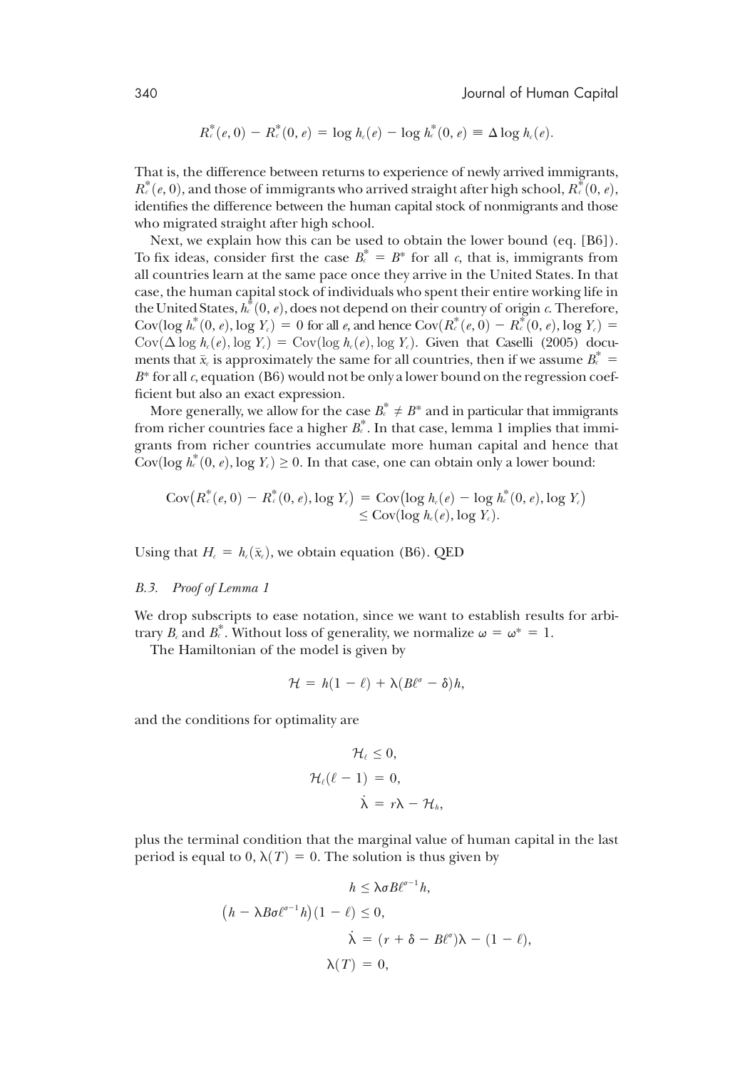$$R_c^*(e,0) - R_c^*(0,e) = \log h_c(e) - \log h_c^*(0,e) \equiv \Delta \log h_c(e).$$

That is, the difference between returns to experience of newly arrived immigrants, $R_c^*(e,0)$, and those of immigrants who arrived straight after high school, $R_c^*(0,e)$, identifies the difference between the human capital stock of nonmigrants and those who migrated straight after high school.

Next, we explain how this can be used to obtain the lower bound (eq. [B6]). To fix ideas, consider first the case $B_c^* = B^*$ for all $c$, that is, immigrants from all countries learn at the same pace once they arrive in the United States. In that case, the human capital stock of individuals who spent their entire working life in the United States, $h_c^*(0,e)$, does not depend on their country of origin $c$. Therefore, $\mathrm{Cov}(\log h_c^*(0,e), \log Y_c) = 0$ for all $e$, and hence $\mathrm{Cov}(R_c^*(e,0) - R_c^*(0,e), \log Y_c) = \mathrm{Cov}(\Delta \log h_c(e), \log Y_c) = \mathrm{Cov}(\log h_c(e), \log Y_c)$. Given that Caselli (2005) documents that $\bar{x}_c$ is approximately the same for all countries, then if we assume $B_c^* = B^*$ for all $c$, equation (B6) would not be only a lower bound on the regression coefficient but also an exact expression.

More generally, we allow for the case $B_c^* \neq B^*$ and in particular that immigrants from richer countries face a higher $B_c^*$. In that case, lemma 1 implies that immigrants from richer countries accumulate more human capital and hence that $\mathrm{Cov}(\log h_c^*(0,e), \log Y_c) \geq 0$. In that case, one can obtain only a lower bound:

$$\begin{aligned}\mathrm{Cov}\big(R_c^*(e,0) - R_c^*(0,e), \log Y_c\big) &= \mathrm{Cov}\big(\log h_c(e) - \log h_c^*(0,e), \log Y_c\big)\\ &\leq \mathrm{Cov}(\log h_c(e), \log Y_c).\end{aligned}$$

Using that $H_c = h_c(\bar{x}_c)$, we obtain equation (B6). QED

### *B.3. Proof of Lemma 1*

We drop subscripts to ease notation, since we want to establish results for arbitrary $B_c$ and $B_c^*$. Without loss of generality, we normalize $\omega = \omega^* = 1$.

The Hamiltonian of the model is given by

$$\mathcal{H} = h(1-\ell) + \lambda(B\ell^{\sigma} - \delta)h,$$

and the conditions for optimality are

$$\begin{aligned}\mathcal{H}_\ell &\leq 0,\\ \mathcal{H}_\ell(\ell - 1) &= 0,\\ \dot{\lambda} &= r\lambda - \mathcal{H}_h,\end{aligned}$$

plus the terminal condition that the marginal value of human capital in the last period is equal to 0, $\lambda(T) = 0$. The solution is thus given by

$$\begin{aligned}h &\leq \lambda\sigma B\ell^{\sigma-1}h,\\ \big(h - \lambda B\sigma\ell^{\sigma-1}h\big)(1-\ell) &\leq 0,\\ \dot{\lambda} &= (r + \delta - B\ell^{\sigma})\lambda - (1-\ell),\\ \lambda(T) &= 0,\end{aligned}$$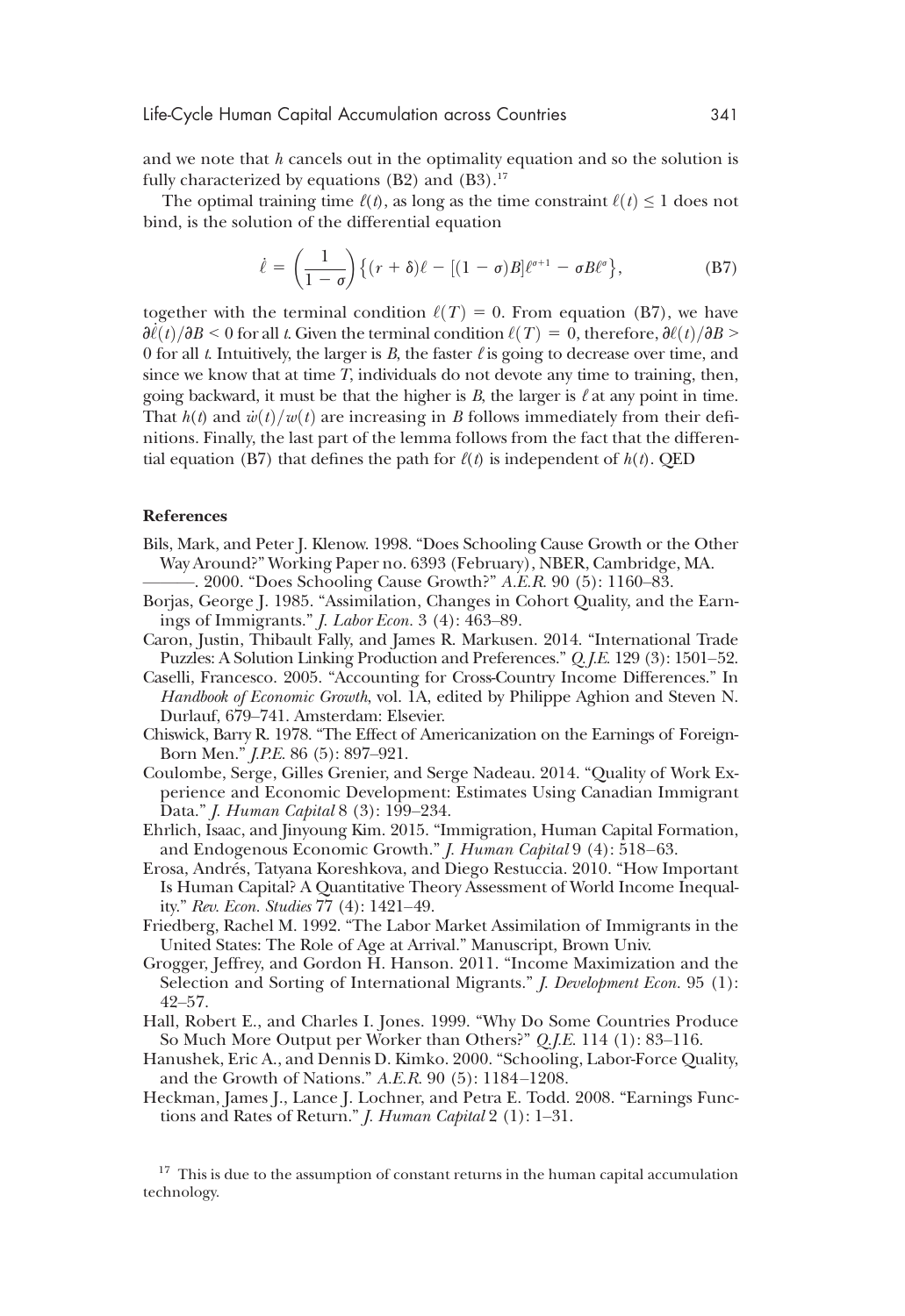and we note that $h$ cancels out in the optimality equation and so the solution is fully characterized by equations (B2) and (B3).[17]

The optimal training time $\ell(t)$, as long as the time constraint $\ell(t) \leq 1$ does not bind, is the solution of the differential equation

$$\dot{\ell} = \left(\frac{1}{1-\sigma}\right)\left\{(r+\delta)\ell - [(1-\sigma)B]\ell^{\sigma+1} - \sigma B \ell^{\sigma}\right\}, \tag{B7}$$

together with the terminal condition $\ell(T) = 0$. From equation (B7), we have $\partial\dot{\ell}(t)/\partial B < 0$ for all $t$. Given the terminal condition $\ell(T) = 0$, therefore, $\partial\ell(t)/\partial B > 0$ for all $t$. Intuitively, the larger is $B$, the faster $\ell$ is going to decrease over time, and since we know that at time $T$, individuals do not devote any time to training, then, going backward, it must be that the higher is $B$, the larger is $\ell$ at any point in time. That $h(t)$ and $\dot{w}(t)/w(t)$ are increasing in $B$ follows immediately from their definitions. Finally, the last part of the lemma follows from the fact that the differential equation (B7) that defines the path for $\ell(t)$ is independent of $h(t)$. QED

## References

Bils, Mark, and Peter J. Klenow. 1998. "Does Schooling Cause Growth or the Other Way Around?" Working Paper no. 6393 (February), NBER, Cambridge, MA.

———. 2000. "Does Schooling Cause Growth?" *A.E.R.* 90 (5): 1160–83.

Borjas, George J. 1985. "Assimilation, Changes in Cohort Quality, and the Earnings of Immigrants." *J. Labor Econ.* 3 (4): 463–89.

Caron, Justin, Thibault Fally, and James R. Markusen. 2014. "International Trade Puzzles: A Solution Linking Production and Preferences." *Q.J.E.* 129 (3): 1501–52.

Caselli, Francesco. 2005. "Accounting for Cross-Country Income Differences." In *Handbook of Economic Growth*, vol. 1A, edited by Philippe Aghion and Steven N. Durlauf, 679–741. Amsterdam: Elsevier.

Chiswick, Barry R. 1978. "The Effect of Americanization on the Earnings of Foreign-Born Men." *J.P.E.* 86 (5): 897–921.

Coulombe, Serge, Gilles Grenier, and Serge Nadeau. 2014. "Quality of Work Experience and Economic Development: Estimates Using Canadian Immigrant Data." *J. Human Capital* 8 (3): 199–234.

Ehrlich, Isaac, and Jinyoung Kim. 2015. "Immigration, Human Capital Formation, and Endogenous Economic Growth." *J. Human Capital* 9 (4): 518–63.

Erosa, Andrés, Tatyana Koreshkova, and Diego Restuccia. 2010. "How Important Is Human Capital? A Quantitative Theory Assessment of World Income Inequality." *Rev. Econ. Studies* 77 (4): 1421–49.

Friedberg, Rachel M. 1992. "The Labor Market Assimilation of Immigrants in the United States: The Role of Age at Arrival." Manuscript, Brown Univ.

Grogger, Jeffrey, and Gordon H. Hanson. 2011. "Income Maximization and the Selection and Sorting of International Migrants." *J. Development Econ.* 95 (1): 42–57.

Hall, Robert E., and Charles I. Jones. 1999. "Why Do Some Countries Produce So Much More Output per Worker than Others?" *Q.J.E.* 114 (1): 83–116.

Hanushek, Eric A., and Dennis D. Kimko. 2000. "Schooling, Labor-Force Quality, and the Growth of Nations." *A.E.R.* 90 (5): 1184–1208.

Heckman, James J., Lance J. Lochner, and Petra E. Todd. 2008. "Earnings Functions and Rates of Return." *J. Human Capital* 2 (1): 1–31.

[17] This is due to the assumption of constant returns in the human capital accumulation technology.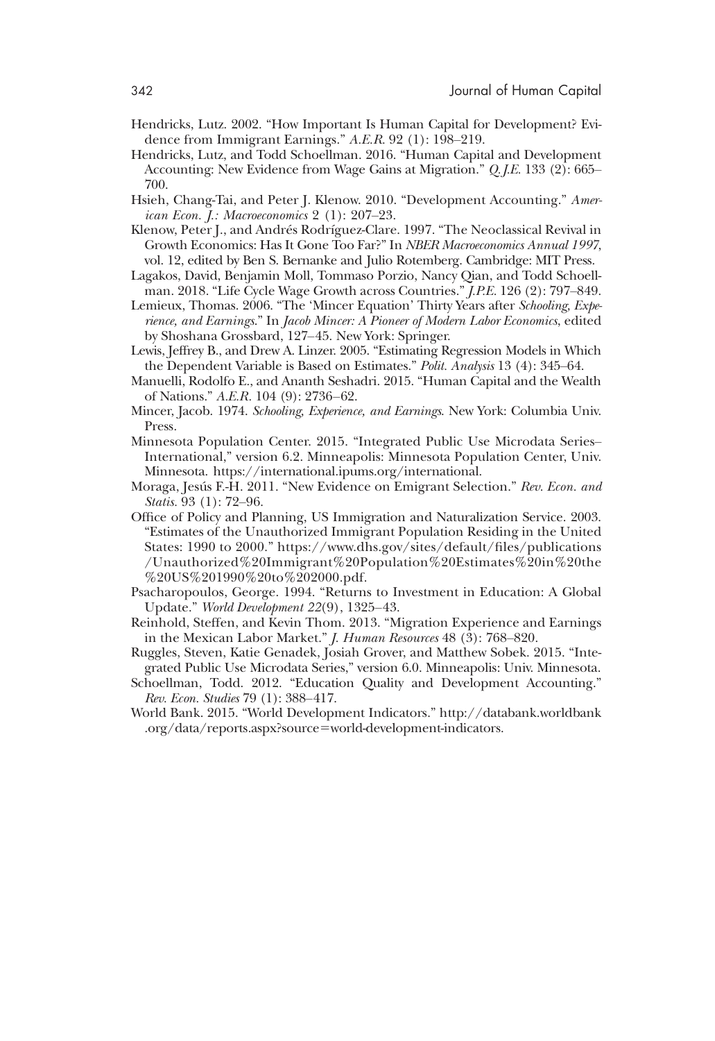Hendricks, Lutz. 2002. "How Important Is Human Capital for Development? Evidence from Immigrant Earnings." *A.E.R.* 92 (1): 198–219.

Hendricks, Lutz, and Todd Schoellman. 2016. "Human Capital and Development Accounting: New Evidence from Wage Gains at Migration." *Q.J.E.* 133 (2): 665–700.

Hsieh, Chang-Tai, and Peter J. Klenow. 2010. "Development Accounting." *American Econ. J.: Macroeconomics* 2 (1): 207–23.

Klenow, Peter J., and Andrés Rodríguez-Clare. 1997. "The Neoclassical Revival in Growth Economics: Has It Gone Too Far?" In *NBER Macroeconomics Annual 1997*, vol. 12, edited by Ben S. Bernanke and Julio Rotemberg. Cambridge: MIT Press.

Lagakos, David, Benjamin Moll, Tommaso Porzio, Nancy Qian, and Todd Schoellman. 2018. "Life Cycle Wage Growth across Countries." *J.P.E.* 126 (2): 797–849.

Lemieux, Thomas. 2006. "The 'Mincer Equation' Thirty Years after *Schooling, Experience, and Earnings*." In *Jacob Mincer: A Pioneer of Modern Labor Economics*, edited by Shoshana Grossbard, 127–45. New York: Springer.

Lewis, Jeffrey B., and Drew A. Linzer. 2005. "Estimating Regression Models in Which the Dependent Variable is Based on Estimates." *Polit. Analysis* 13 (4): 345–64.

Manuelli, Rodolfo E., and Ananth Seshadri. 2015. "Human Capital and the Wealth of Nations." *A.E.R.* 104 (9): 2736–62.

Mincer, Jacob. 1974. *Schooling, Experience, and Earnings.* New York: Columbia Univ. Press.

Minnesota Population Center. 2015. "Integrated Public Use Microdata Series–International," version 6.2. Minneapolis: Minnesota Population Center, Univ. Minnesota. https://international.ipums.org/international.

Moraga, Jesús F.-H. 2011. "New Evidence on Emigrant Selection." *Rev. Econ. and Statis.* 93 (1): 72–96.

Office of Policy and Planning, US Immigration and Naturalization Service. 2003. "Estimates of the Unauthorized Immigrant Population Residing in the United States: 1990 to 2000." https://www.dhs.gov/sites/default/files/publications/Unauthorized%20Immigrant%20Population%20Estimates%20in%20the%20US%201990%20to%202000.pdf.

Psacharopoulos, George. 1994. "Returns to Investment in Education: A Global Update." *World Development 22*(9), 1325–43.

Reinhold, Steffen, and Kevin Thom. 2013. "Migration Experience and Earnings in the Mexican Labor Market." *J. Human Resources* 48 (3): 768–820.

Ruggles, Steven, Katie Genadek, Josiah Grover, and Matthew Sobek. 2015. "Integrated Public Use Microdata Series," version 6.0. Minneapolis: Univ. Minnesota.

Schoellman, Todd. 2012. "Education Quality and Development Accounting." *Rev. Econ. Studies* 79 (1): 388–417.

World Bank. 2015. "World Development Indicators." http://databank.worldbank.org/data/reports.aspx?source=world-development-indicators.